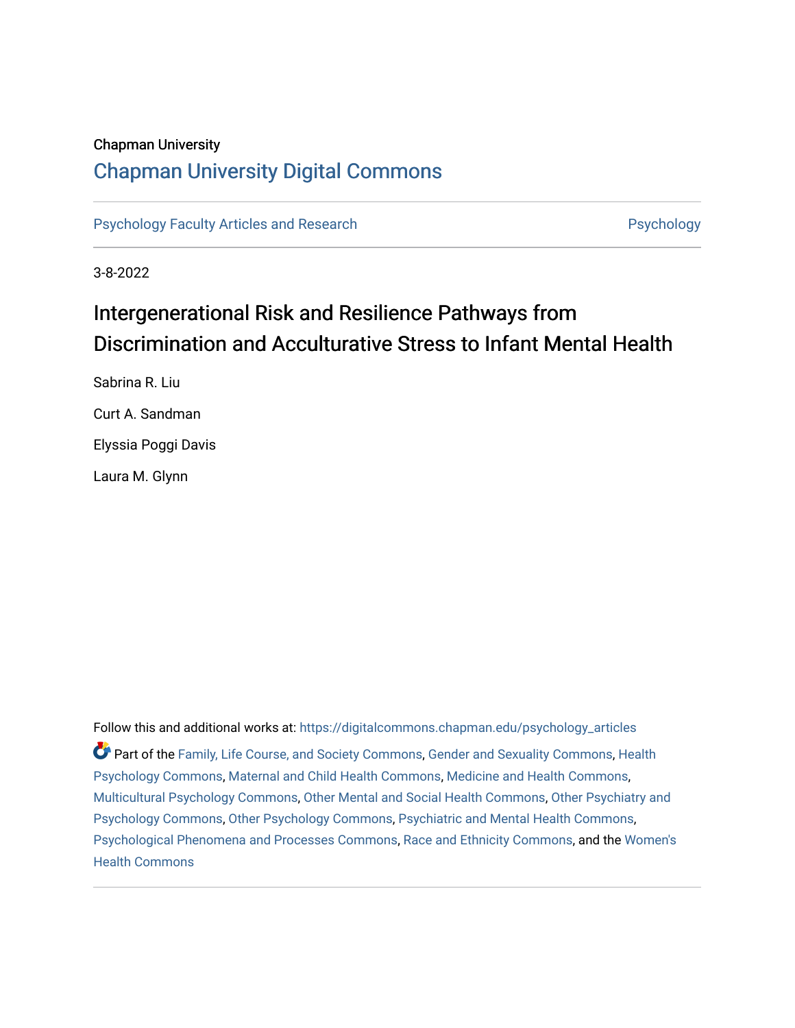Chapman University

## Chapman University Digital Commons

Psychology Faculty Articles and Research | Psychology

3-8-2022

# Intergenerational Risk and Resilience Pathways from Discrimination and Acculturative Stress to Infant Mental Health

Sabrina R. Liu

Curt A. Sandman

Elyssia Poggi Davis

Laura M. Glynn

Follow this and additional works at: https://digitalcommons.chapman.edu/psychology_articles

Part of the Family, Life Course, and Society Commons, Gender and Sexuality Commons, Health Psychology Commons, Maternal and Child Health Commons, Medicine and Health Commons, Multicultural Psychology Commons, Other Mental and Social Health Commons, Other Psychiatry and Psychology Commons, Other Psychology Commons, Psychiatric and Mental Health Commons, Psychological Phenomena and Processes Commons, Race and Ethnicity Commons, and the Women's Health Commons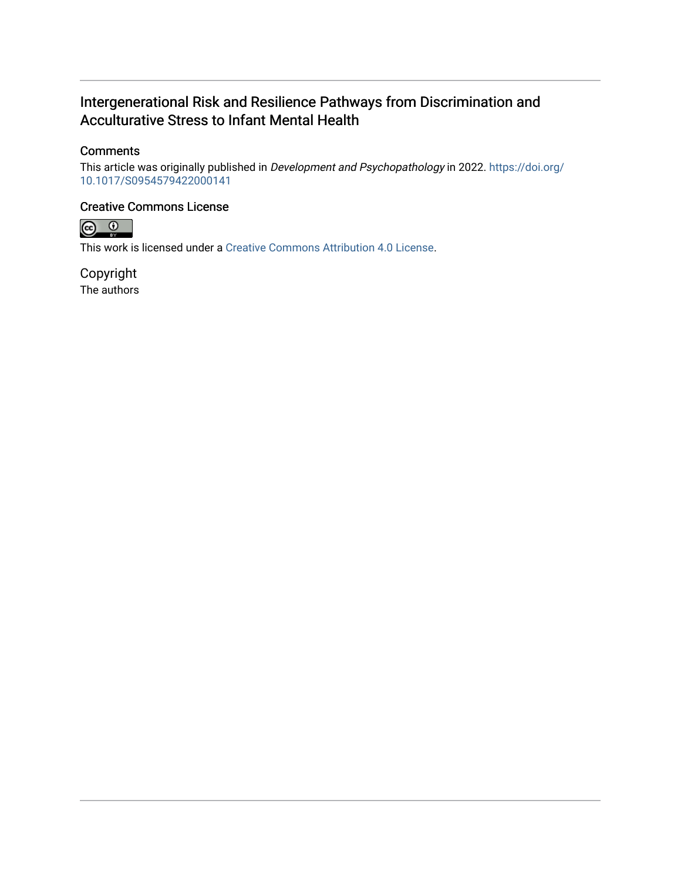# Intergenerational Risk and Resilience Pathways from Discrimination and Acculturative Stress to Infant Mental Health

## Comments

This article was originally published in *Development and Psychopathology* in 2022. https://doi.org/10.1017/S0954579422000141

## Creative Commons License

This work is licensed under a Creative Commons Attribution 4.0 License.

## Copyright

The authors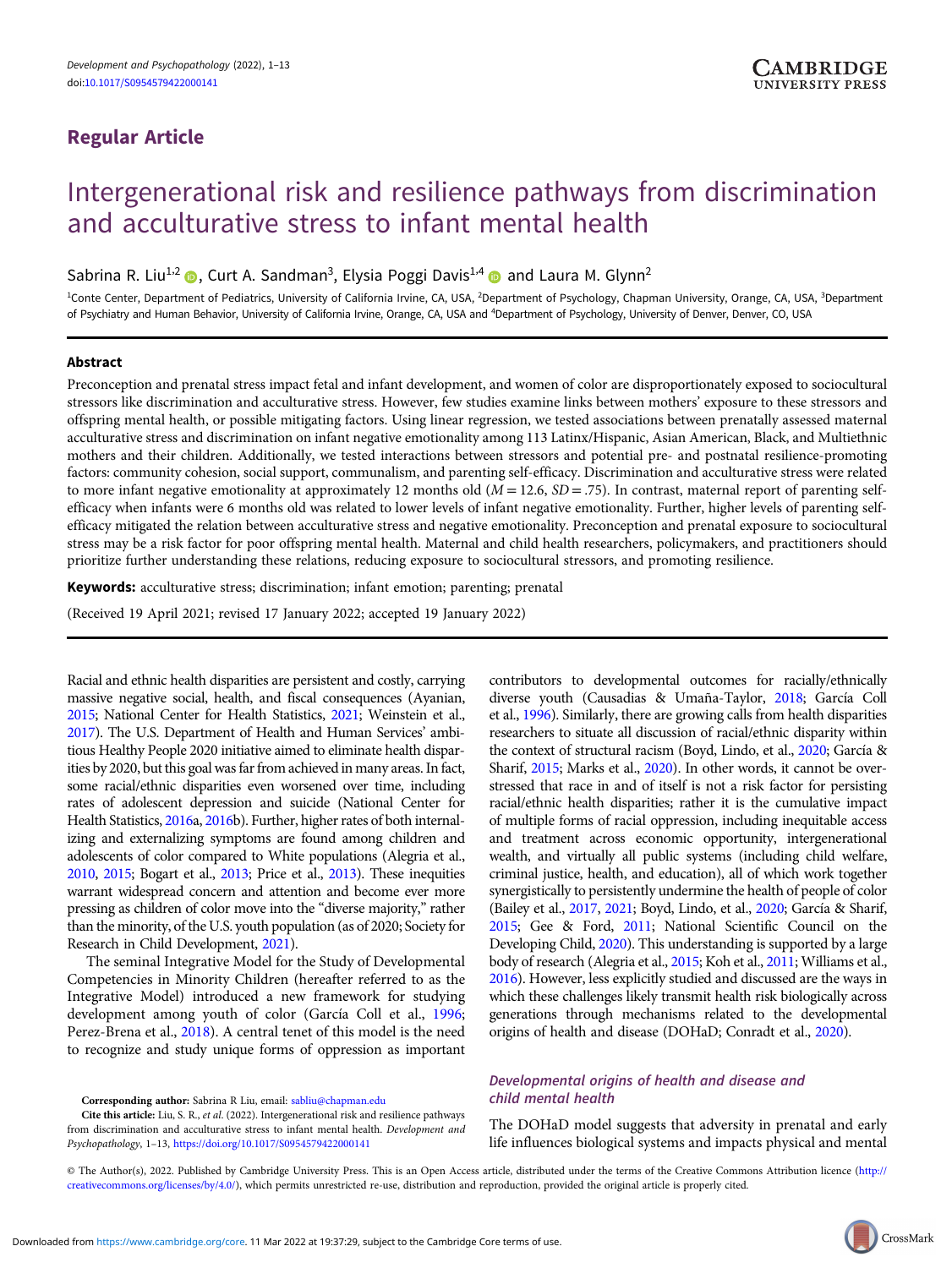## Regular Article

# Intergenerational risk and resilience pathways from discrimination and acculturative stress to infant mental health

Sabrina R. Liu[1,2], Curt A. Sandman[3], Elysia Poggi Davis[1,4] and Laura M. Glynn[2]

[1]Conte Center, Department of Pediatrics, University of California Irvine, CA, USA, [2]Department of Psychology, Chapman University, Orange, CA, USA, [3]Department of Psychiatry and Human Behavior, University of California Irvine, Orange, CA, USA and [4]Department of Psychology, University of Denver, Denver, CO, USA

### Abstract

Preconception and prenatal stress impact fetal and infant development, and women of color are disproportionately exposed to sociocultural stressors like discrimination and acculturative stress. However, few studies examine links between mothers' exposure to these stressors and offspring mental health, or possible mitigating factors. Using linear regression, we tested associations between prenatally assessed maternal acculturative stress and discrimination on infant negative emotionality among 113 Latinx/Hispanic, Asian American, Black, and Multiethnic mothers and their children. Additionally, we tested interactions between stressors and potential pre- and postnatal resilience-promoting factors: community cohesion, social support, communalism, and parenting self-efficacy. Discrimination and acculturative stress were related to more infant negative emotionality at approximately 12 months old ($M = 12.6$, $SD = .75$). In contrast, maternal report of parenting self-efficacy when infants were 6 months old was related to lower levels of infant negative emotionality. Further, higher levels of parenting self-efficacy mitigated the relation between acculturative stress and negative emotionality. Preconception and prenatal exposure to sociocultural stress may be a risk factor for poor offspring mental health. Maternal and child health researchers, policymakers, and practitioners should prioritize further understanding these relations, reducing exposure to sociocultural stressors, and promoting resilience.

**Keywords:** acculturative stress; discrimination; infant emotion; parenting; prenatal

(Received 19 April 2021; revised 17 January 2022; accepted 19 January 2022)

Racial and ethnic health disparities are persistent and costly, carrying massive negative social, health, and fiscal consequences (Ayanian, 2015; National Center for Health Statistics, 2021; Weinstein et al., 2017). The U.S. Department of Health and Human Services' ambitious Healthy People 2020 initiative aimed to eliminate health disparities by 2020, but this goal was far from achieved in many areas. In fact, some racial/ethnic disparities even worsened over time, including rates of adolescent depression and suicide (National Center for Health Statistics, 2016a, 2016b). Further, higher rates of both internalizing and externalizing symptoms are found among children and adolescents of color compared to White populations (Alegria et al., 2010, 2015; Bogart et al., 2013; Price et al., 2013). These inequities warrant widespread concern and attention and become ever more pressing as children of color move into the "diverse majority," rather than the minority, of the U.S. youth population (as of 2020; Society for Research in Child Development, 2021).

The seminal Integrative Model for the Study of Developmental Competencies in Minority Children (hereafter referred to as the Integrative Model) introduced a new framework for studying development among youth of color (García Coll et al., 1996; Perez-Brena et al., 2018). A central tenet of this model is the need to recognize and study unique forms of oppression as important contributors to developmental outcomes for racially/ethnically diverse youth (Causadias & Umaña-Taylor, 2018; García Coll et al., 1996). Similarly, there are growing calls from health disparities researchers to situate all discussion of racial/ethnic disparity within the context of structural racism (Boyd, Lindo, et al., 2020; García & Sharif, 2015; Marks et al., 2020). In other words, it cannot be overstressed that race in and of itself is not a risk factor for persisting racial/ethnic health disparities; rather it is the cumulative impact of multiple forms of racial oppression, including inequitable access and treatment across economic opportunity, intergenerational wealth, and virtually all public systems (including child welfare, criminal justice, health, and education), all of which work together synergistically to persistently undermine the health of people of color (Bailey et al., 2017, 2021; Boyd, Lindo, et al., 2020; García & Sharif, 2015; Gee & Ford, 2011; National Scientific Council on the Developing Child, 2020). This understanding is supported by a large body of research (Alegria et al., 2015; Koh et al., 2011; Williams et al., 2016). However, less explicitly studied and discussed are the ways in which these challenges likely transmit health risk biologically across generations through mechanisms related to the developmental origins of health and disease (DOHaD; Conradt et al., 2020).

### Developmental origins of health and disease and child mental health

The DOHaD model suggests that adversity in prenatal and early life influences biological systems and impacts physical and mental

**Corresponding author:** Sabrina R Liu, email: sabliu@chapman.edu

**Cite this article:** Liu, S. R., *et al.* (2022). Intergenerational risk and resilience pathways from discrimination and acculturative stress to infant mental health. *Development and Psychopathology*, 1–13, https://doi.org/10.1017/S0954579422000141

© The Author(s), 2022. Published by Cambridge University Press. This is an Open Access article, distributed under the terms of the Creative Commons Attribution licence (http://creativecommons.org/licenses/by/4.0/), which permits unrestricted re-use, distribution and reproduction, provided the original article is properly cited.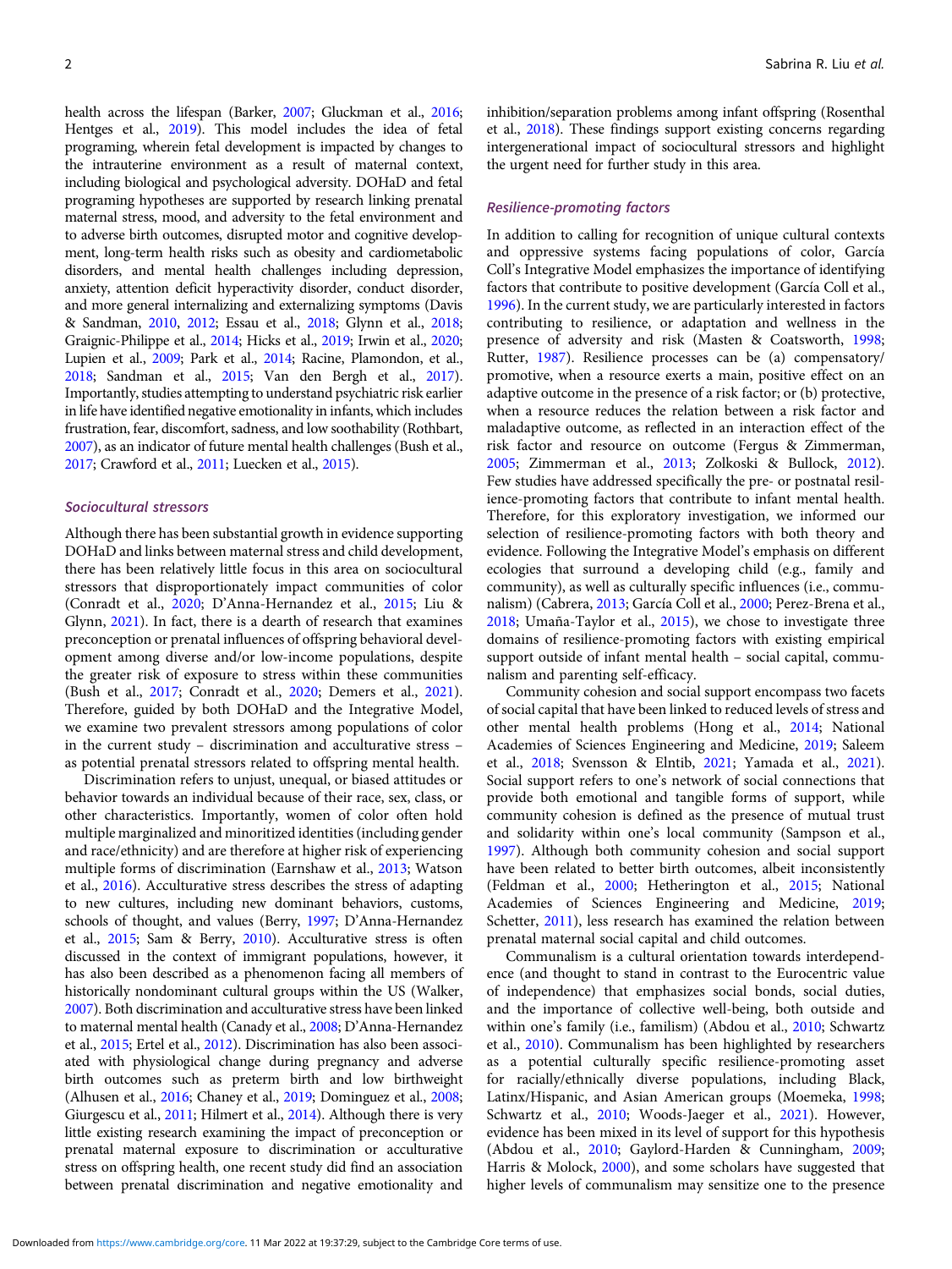health across the lifespan (Barker, 2007; Gluckman et al., 2016; Hentges et al., 2019). This model includes the idea of fetal programing, wherein fetal development is impacted by changes to the intrauterine environment as a result of maternal context, including biological and psychological adversity. DOHaD and fetal programing hypotheses are supported by research linking prenatal maternal stress, mood, and adversity to the fetal environment and to adverse birth outcomes, disrupted motor and cognitive development, long-term health risks such as obesity and cardiometabolic disorders, and mental health challenges including depression, anxiety, attention deficit hyperactivity disorder, conduct disorder, and more general internalizing and externalizing symptoms (Davis & Sandman, 2010, 2012; Essau et al., 2018; Glynn et al., 2018; Graignic-Philippe et al., 2014; Hicks et al., 2019; Irwin et al., 2020; Lupien et al., 2009; Park et al., 2014; Racine, Plamondon, et al., 2018; Sandman et al., 2015; Van den Bergh et al., 2017). Importantly, studies attempting to understand psychiatric risk earlier in life have identified negative emotionality in infants, which includes frustration, fear, discomfort, sadness, and low soothability (Rothbart, 2007), as an indicator of future mental health challenges (Bush et al., 2017; Crawford et al., 2011; Luecken et al., 2015).

### *Sociocultural stressors*

Although there has been substantial growth in evidence supporting DOHaD and links between maternal stress and child development, there has been relatively little focus in this area on sociocultural stressors that disproportionately impact communities of color (Conradt et al., 2020; D'Anna-Hernandez et al., 2015; Liu & Glynn, 2021). In fact, there is a dearth of research that examines preconception or prenatal influences of offspring behavioral development among diverse and/or low-income populations, despite the greater risk of exposure to stress within these communities (Bush et al., 2017; Conradt et al., 2020; Demers et al., 2021). Therefore, guided by both DOHaD and the Integrative Model, we examine two prevalent stressors among populations of color in the current study – discrimination and acculturative stress – as potential prenatal stressors related to offspring mental health.

Discrimination refers to unjust, unequal, or biased attitudes or behavior towards an individual because of their race, sex, class, or other characteristics. Importantly, women of color often hold multiple marginalized and minoritized identities (including gender and race/ethnicity) and are therefore at higher risk of experiencing multiple forms of discrimination (Earnshaw et al., 2013; Watson et al., 2016). Acculturative stress describes the stress of adapting to new cultures, including new dominant behaviors, customs, schools of thought, and values (Berry, 1997; D'Anna-Hernandez et al., 2015; Sam & Berry, 2010). Acculturative stress is often discussed in the context of immigrant populations, however, it has also been described as a phenomenon facing all members of historically nondominant cultural groups within the US (Walker, 2007). Both discrimination and acculturative stress have been linked to maternal mental health (Canady et al., 2008; D'Anna-Hernandez et al., 2015; Ertel et al., 2012). Discrimination has also been associated with physiological change during pregnancy and adverse birth outcomes such as preterm birth and low birthweight (Alhusen et al., 2016; Chaney et al., 2019; Dominguez et al., 2008; Giurgescu et al., 2011; Hilmert et al., 2014). Although there is very little existing research examining the impact of preconception or prenatal maternal exposure to discrimination or acculturative stress on offspring health, one recent study did find an association between prenatal discrimination and negative emotionality and inhibition/separation problems among infant offspring (Rosenthal et al., 2018). These findings support existing concerns regarding intergenerational impact of sociocultural stressors and highlight the urgent need for further study in this area.

### *Resilience-promoting factors*

In addition to calling for recognition of unique cultural contexts and oppressive systems facing populations of color, García Coll's Integrative Model emphasizes the importance of identifying factors that contribute to positive development (García Coll et al., 1996). In the current study, we are particularly interested in factors contributing to resilience, or adaptation and wellness in the presence of adversity and risk (Masten & Coatsworth, 1998; Rutter, 1987). Resilience processes can be (a) compensatory/promotive, when a resource exerts a main, positive effect on an adaptive outcome in the presence of a risk factor; or (b) protective, when a resource reduces the relation between a risk factor and maladaptive outcome, as reflected in an interaction effect of the risk factor and resource on outcome (Fergus & Zimmerman, 2005; Zimmerman et al., 2013; Zolkoski & Bullock, 2012). Few studies have addressed specifically the pre- or postnatal resilience-promoting factors that contribute to infant mental health. Therefore, for this exploratory investigation, we informed our selection of resilience-promoting factors with both theory and evidence. Following the Integrative Model's emphasis on different ecologies that surround a developing child (e.g., family and community), as well as culturally specific influences (i.e., communalism) (Cabrera, 2013; García Coll et al., 2000; Perez-Brena et al., 2018; Umaña-Taylor et al., 2015), we chose to investigate three domains of resilience-promoting factors with existing empirical support outside of infant mental health – social capital, communalism and parenting self-efficacy.

Community cohesion and social support encompass two facets of social capital that have been linked to reduced levels of stress and other mental health problems (Hong et al., 2014; National Academies of Sciences Engineering and Medicine, 2019; Saleem et al., 2018; Svensson & Elntib, 2021; Yamada et al., 2021). Social support refers to one's network of social connections that provide both emotional and tangible forms of support, while community cohesion is defined as the presence of mutual trust and solidarity within one's local community (Sampson et al., 1997). Although both community cohesion and social support have been related to better birth outcomes, albeit inconsistently (Feldman et al., 2000; Hetherington et al., 2015; National Academies of Sciences Engineering and Medicine, 2019; Schetter, 2011), less research has examined the relation between prenatal maternal social capital and child outcomes.

Communalism is a cultural orientation towards interdependence (and thought to stand in contrast to the Eurocentric value of independence) that emphasizes social bonds, social duties, and the importance of collective well-being, both outside and within one's family (i.e., familism) (Abdou et al., 2010; Schwartz et al., 2010). Communalism has been highlighted by researchers as a potential culturally specific resilience-promoting asset for racially/ethnically diverse populations, including Black, Latinx/Hispanic, and Asian American groups (Moemeka, 1998; Schwartz et al., 2010; Woods-Jaeger et al., 2021). However, evidence has been mixed in its level of support for this hypothesis (Abdou et al., 2010; Gaylord-Harden & Cunningham, 2009; Harris & Molock, 2000), and some scholars have suggested that higher levels of communalism may sensitize one to the presence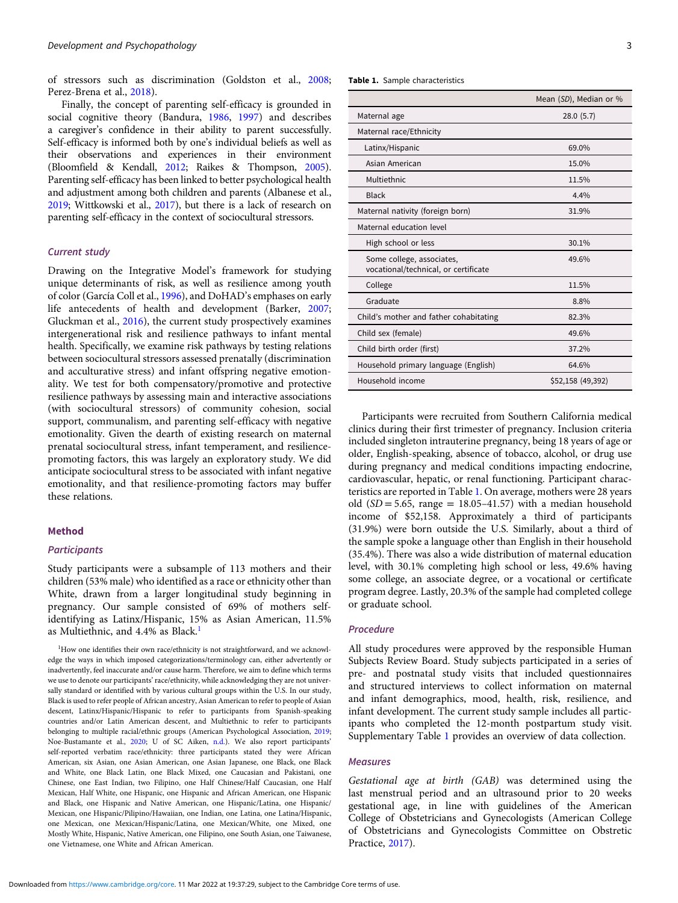of stressors such as discrimination (Goldston et al., 2008; Perez-Brena et al., 2018).

Finally, the concept of parenting self-efficacy is grounded in social cognitive theory (Bandura, 1986, 1997) and describes a caregiver's confidence in their ability to parent successfully. Self-efficacy is informed both by one's individual beliefs as well as their observations and experiences in their environment (Bloomfield & Kendall, 2012; Raikes & Thompson, 2005). Parenting self-efficacy has been linked to better psychological health and adjustment among both children and parents (Albanese et al., 2019; Wittkowski et al., 2017), but there is a lack of research on parenting self-efficacy in the context of sociocultural stressors.

### Current study

Drawing on the Integrative Model's framework for studying unique determinants of risk, as well as resilience among youth of color (García Coll et al., 1996), and DoHAD's emphases on early life antecedents of health and development (Barker, 2007; Gluckman et al., 2016), the current study prospectively examines intergenerational risk and resilience pathways to infant mental health. Specifically, we examine risk pathways by testing relations between sociocultural stressors assessed prenatally (discrimination and acculturative stress) and infant offspring negative emotionality. We test for both compensatory/promotive and protective resilience pathways by assessing main and interactive associations (with sociocultural stressors) of community cohesion, social support, communalism, and parenting self-efficacy with negative emotionality. Given the dearth of existing research on maternal prenatal sociocultural stress, infant temperament, and resilience-promoting factors, this was largely an exploratory study. We did anticipate sociocultural stress to be associated with infant negative emotionality, and that resilience-promoting factors may buffer these relations.

## Method

### Participants

Study participants were a subsample of 113 mothers and their children (53% male) who identified as a race or ethnicity other than White, drawn from a larger longitudinal study beginning in pregnancy. Our sample consisted of 69% of mothers self-identifying as Latinx/Hispanic, 15% as Asian American, 11.5% as Multiethnic, and 4.4% as Black.[1]

[1]How one identifies their own race/ethnicity is not straightforward, and we acknowledge the ways in which imposed categorizations/terminology can, either advertently or inadvertently, feel inaccurate and/or cause harm. Therefore, we aim to define which terms we use to denote our participants' race/ethnicity, while acknowledging they are not universally standard or identified with by various cultural groups within the U.S. In our study, Black is used to refer people of African ancestry, Asian American to refer to people of Asian descent, Latinx/Hispanic/Hispanic to refer to participants from Spanish-speaking countries and/or Latin American descent, and Multiethnic to refer to participants belonging to multiple racial/ethnic groups (American Psychological Association, 2019; Noe-Bustamante et al., 2020; U of SC Aiken, n.d.). We also report participants' self-reported verbatim race/ethnicity: three participants stated they were African American, six Asian, one Asian American, one Asian Japanese, one Black, one Black and White, one Black Latin, one Black Mixed, one Caucasian and Pakistani, one Chinese, one East Indian, two Filipino, one Half Chinese/Half Caucasian, one Half Mexican, Half White, one Hispanic, one Hispanic and African American, one Hispanic and Black, one Hispanic and Native American, one Hispanic/Latina, one Hispanic/Mexican, one Hispanic/Pilipino/Hawaiian, one Indian, one Latina, one Latina/Hispanic, one Mexican, one Mexican/Hispanic/Latina, one Mexican/White, one Mixed, one Mostly White, Hispanic, Native American, one Filipino, one South Asian, one Taiwanese, one Vietnamese, one White and African American.

**Table 1.** Sample characteristics

| | Mean (*SD*), Median or % |
|---|---|
| Maternal age | 28.0 (5.7) |
| Maternal race/Ethnicity | |
| Latinx/Hispanic | 69.0% |
| Asian American | 15.0% |
| Multiethnic | 11.5% |
| Black | 4.4% |
| Maternal nativity (foreign born) | 31.9% |
| Maternal education level | |
| High school or less | 30.1% |
| Some college, associates, vocational/technical, or certificate | 49.6% |
| College | 11.5% |
| Graduate | 8.8% |
| Child's mother and father cohabitating | 82.3% |
| Child sex (female) | 49.6% |
| Child birth order (first) | 37.2% |
| Household primary language (English) | 64.6% |
| Household income | \$52,158 (49,392) |

Participants were recruited from Southern California medical clinics during their first trimester of pregnancy. Inclusion criteria included singleton intrauterine pregnancy, being 18 years of age or older, English-speaking, absence of tobacco, alcohol, or drug use during pregnancy and medical conditions impacting endocrine, cardiovascular, hepatic, or renal functioning. Participant characteristics are reported in Table 1. On average, mothers were 28 years old ($SD = 5.65$, range = 18.05–41.57) with a median household income of \$52,158. Approximately a third of participants (31.9%) were born outside the U.S. Similarly, about a third of the sample spoke a language other than English in their household (35.4%). There was also a wide distribution of maternal education level, with 30.1% completing high school or less, 49.6% having some college, an associate degree, or a vocational or certificate program degree. Lastly, 20.3% of the sample had completed college or graduate school.

### Procedure

All study procedures were approved by the responsible Human Subjects Review Board. Study subjects participated in a series of pre- and postnatal study visits that included questionnaires and structured interviews to collect information on maternal and infant demographics, mood, health, risk, resilience, and infant development. The current study sample includes all participants who completed the 12-month postpartum study visit. Supplementary Table 1 provides an overview of data collection.

### Measures

*Gestational age at birth (GAB)* was determined using the last menstrual period and an ultrasound prior to 20 weeks gestational age, in line with guidelines of the American College of Obstetricians and Gynecologists (American College of Obstetricians and Gynecologists Committee on Obstretic Practice, 2017).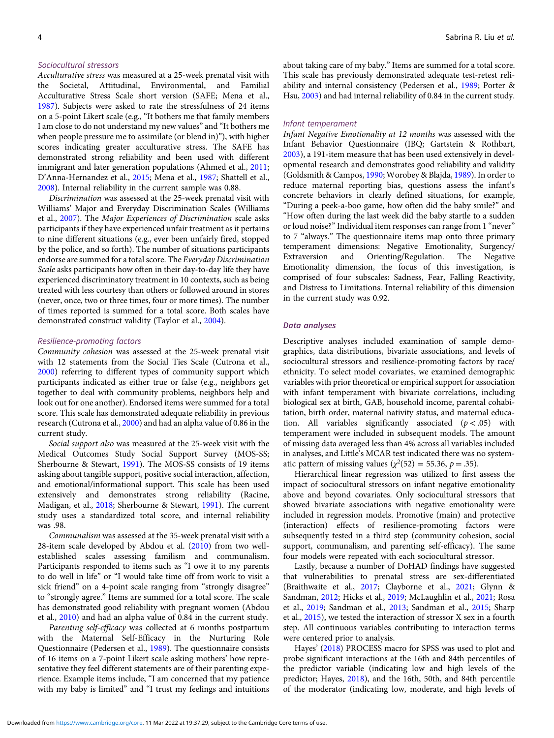### Sociocultural stressors

*Acculturative stress* was measured at a 25-week prenatal visit with the Societal, Attitudinal, Environmental, and Familial Acculturative Stress Scale short version (SAFE; Mena et al., 1987). Subjects were asked to rate the stressfulness of 24 items on a 5-point Likert scale (e.g., "It bothers me that family members I am close to do not understand my new values" and "It bothers me when people pressure me to assimilate (or blend in)"), with higher scores indicating greater acculturative stress. The SAFE has demonstrated strong reliability and been used with different immigrant and later generation populations (Ahmed et al., 2011; D'Anna-Hernandez et al., 2015; Mena et al., 1987; Shattell et al., 2008). Internal reliability in the current sample was 0.88.

*Discrimination* was assessed at the 25-week prenatal visit with Williams' Major and Everyday Discrimination Scales (Williams et al., 2007). The *Major Experiences of Discrimination* scale asks participants if they have experienced unfair treatment as it pertains to nine different situations (e.g., ever been unfairly fired, stopped by the police, and so forth). The number of situations participants endorse are summed for a total score. The *Everyday Discrimination Scale* asks participants how often in their day-to-day life they have experienced discriminatory treatment in 10 contexts, such as being treated with less courtesy than others or followed around in stores (never, once, two or three times, four or more times). The number of times reported is summed for a total score. Both scales have demonstrated construct validity (Taylor et al., 2004).

### Resilience-promoting factors

*Community cohesion* was assessed at the 25-week prenatal visit with 12 statements from the Social Ties Scale (Cutrona et al., 2000) referring to different types of community support which participants indicated as either true or false (e.g., neighbors get together to deal with community problems, neighbors help and look out for one another). Endorsed items were summed for a total score. This scale has demonstrated adequate reliability in previous research (Cutrona et al., 2000) and had an alpha value of 0.86 in the current study.

*Social support also* was measured at the 25-week visit with the Medical Outcomes Study Social Support Survey (MOS-SS; Sherbourne & Stewart, 1991). The MOS-SS consists of 19 items asking about tangible support, positive social interaction, affection, and emotional/informational support. This scale has been used extensively and demonstrates strong reliability (Racine, Madigan, et al., 2018; Sherbourne & Stewart, 1991). The current study uses a standardized total score, and internal reliability was .98.

*Communalism* was assessed at the 35-week prenatal visit with a 28-item scale developed by Abdou et al. (2010) from two well-established scales assessing familism and communalism. Participants responded to items such as "I owe it to my parents to do well in life" or "I would take time off from work to visit a sick friend" on a 4-point scale ranging from "strongly disagree" to "strongly agree." Items are summed for a total score. The scale has demonstrated good reliability with pregnant women (Abdou et al., 2010) and had an alpha value of 0.84 in the current study.

*Parenting self-efficacy* was collected at 6 months postpartum with the Maternal Self-Efficacy in the Nurturing Role Questionnaire (Pedersen et al., 1989). The questionnaire consists of 16 items on a 7-point Likert scale asking mothers' how representative they feel different statements are of their parenting experience. Example items include, "I am concerned that my patience with my baby is limited" and "I trust my feelings and intuitions about taking care of my baby." Items are summed for a total score. This scale has previously demonstrated adequate test-retest reliability and internal consistency (Pedersen et al., 1989; Porter & Hsu, 2003) and had internal reliability of 0.84 in the current study.

### Infant temperament

*Infant Negative Emotionality at 12 months* was assessed with the Infant Behavior Questionnaire (IBQ; Gartstein & Rothbart, 2003), a 191-item measure that has been used extensively in developmental research and demonstrates good reliability and validity (Goldsmith & Campos, 1990; Worobey & Blajda, 1989). In order to reduce maternal reporting bias, questions assess the infant's concrete behaviors in clearly defined situations, for example, "During a peek-a-boo game, how often did the baby smile?" and "How often during the last week did the baby startle to a sudden or loud noise?" Individual item responses can range from 1 "never" to 7 "always." The questionnaire items map onto three primary temperament dimensions: Negative Emotionality, Surgency/Extraversion and Orienting/Regulation. The Negative Emotionality dimension, the focus of this investigation, is comprised of four subscales: Sadness, Fear, Falling Reactivity, and Distress to Limitations. Internal reliability of this dimension in the current study was 0.92.

## Data analyses

Descriptive analyses included examination of sample demographics, data distributions, bivariate associations, and levels of sociocultural stressors and resilience-promoting factors by race/ethnicity. To select model covariates, we examined demographic variables with prior theoretical or empirical support for association with infant temperament with bivariate correlations, including biological sex at birth, GAB, household income, parental cohabitation, birth order, maternal nativity status, and maternal education. All variables significantly associated ($p < .05$) with temperament were included in subsequent models. The amount of missing data averaged less than 4% across all variables included in analyses, and Little's MCAR test indicated there was no systematic pattern of missing values ($\chi^2(52) = 55.36$, $p = .35$).

Hierarchical linear regression was utilized to first assess the impact of sociocultural stressors on infant negative emotionality above and beyond covariates. Only sociocultural stressors that showed bivariate associations with negative emotionality were included in regression models. Promotive (main) and protective (interaction) effects of resilience-promoting factors were subsequently tested in a third step (community cohesion, social support, communalism, and parenting self-efficacy). The same four models were repeated with each sociocultural stressor.

Lastly, because a number of DoHAD findings have suggested that vulnerabilities to prenatal stress are sex-differentiated (Braithwaite et al., 2017; Clayborne et al., 2021; Glynn & Sandman, 2012; Hicks et al., 2019; McLaughlin et al., 2021; Rosa et al., 2019; Sandman et al., 2013; Sandman et al., 2015; Sharp et al., 2015), we tested the interaction of stressor X sex in a fourth step. All continuous variables contributing to interaction terms were centered prior to analysis.

Hayes' (2018) PROCESS macro for SPSS was used to plot and probe significant interactions at the 16th and 84th percentiles of the predictor variable (indicating low and high levels of the predictor; Hayes, 2018), and the 16th, 50th, and 84th percentile of the moderator (indicating low, moderate, and high levels of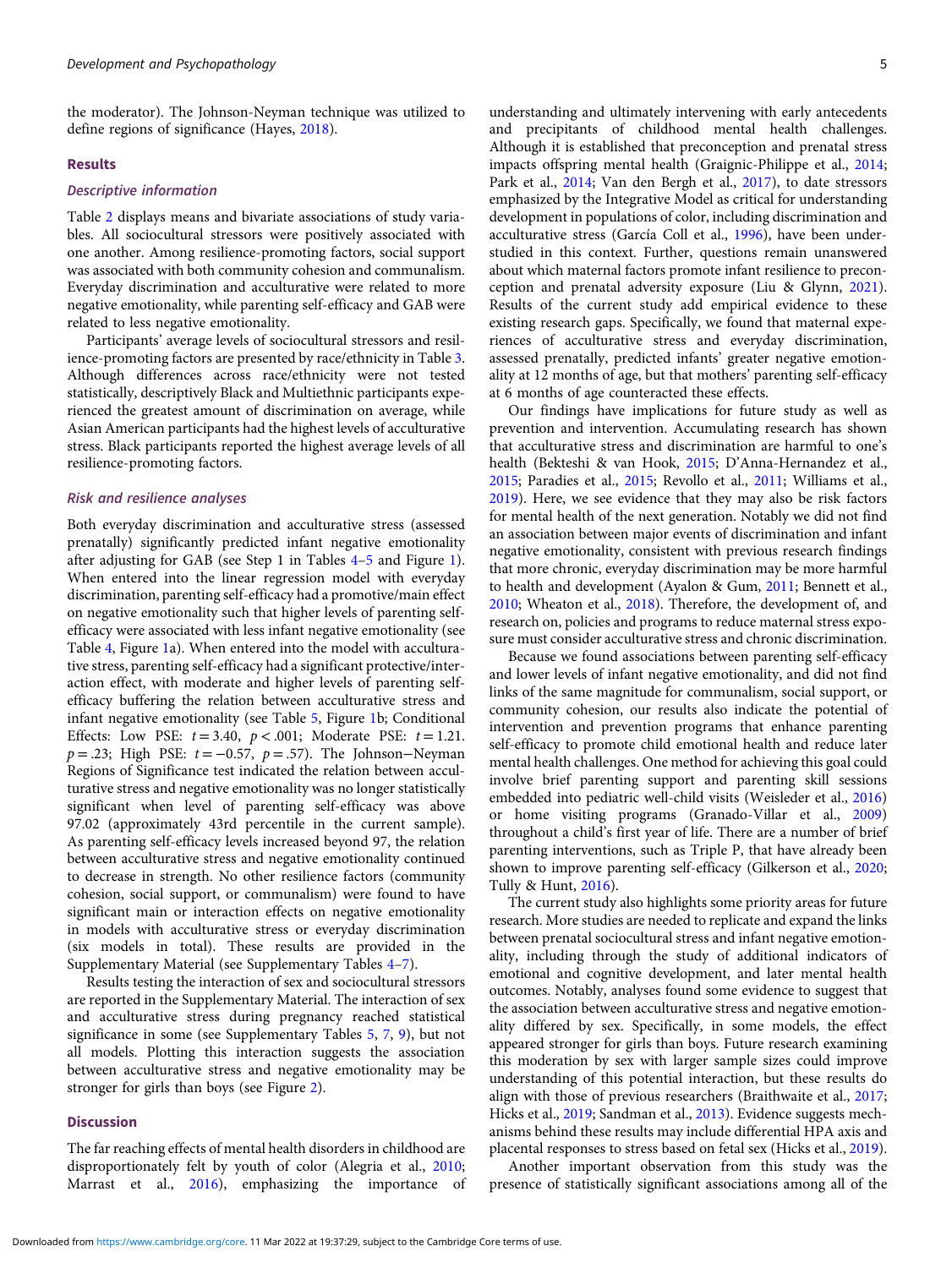the moderator). The Johnson-Neyman technique was utilized to define regions of significance (Hayes, 2018).

## Results

### Descriptive information

Table 2 displays means and bivariate associations of study variables. All sociocultural stressors were positively associated with one another. Among resilience-promoting factors, social support was associated with both community cohesion and communalism. Everyday discrimination and acculturative were related to more negative emotionality, while parenting self-efficacy and GAB were related to less negative emotionality.

Participants' average levels of sociocultural stressors and resilience-promoting factors are presented by race/ethnicity in Table 3. Although differences across race/ethnicity were not tested statistically, descriptively Black and Multiethnic participants experienced the greatest amount of discrimination on average, while Asian American participants had the highest levels of acculturative stress. Black participants reported the highest average levels of all resilience-promoting factors.

### Risk and resilience analyses

Both everyday discrimination and acculturative stress (assessed prenatally) significantly predicted infant negative emotionality after adjusting for GAB (see Step 1 in Tables 4–5 and Figure 1). When entered into the linear regression model with everyday discrimination, parenting self-efficacy had a promotive/main effect on negative emotionality such that higher levels of parenting self-efficacy were associated with less infant negative emotionality (see Table 4, Figure 1a). When entered into the model with acculturative stress, parenting self-efficacy had a significant protective/interaction effect, with moderate and higher levels of parenting self-efficacy buffering the relation between acculturative stress and infant negative emotionality (see Table 5, Figure 1b; Conditional Effects: Low PSE: $t = 3.40$, $p < .001$; Moderate PSE: $t = 1.21$. $p = .23$; High PSE: $t = -0.57$, $p = .57$). The Johnson−Neyman Regions of Significance test indicated the relation between acculturative stress and negative emotionality was no longer statistically significant when level of parenting self-efficacy was above 97.02 (approximately 43rd percentile in the current sample). As parenting self-efficacy levels increased beyond 97, the relation between acculturative stress and negative emotionality continued to decrease in strength. No other resilience factors (community cohesion, social support, or communalism) were found to have significant main or interaction effects on negative emotionality in models with acculturative stress or everyday discrimination (six models in total). These results are provided in the Supplementary Material (see Supplementary Tables 4–7).

Results testing the interaction of sex and sociocultural stressors are reported in the Supplementary Material. The interaction of sex and acculturative stress during pregnancy reached statistical significance in some (see Supplementary Tables 5, 7, 9), but not all models. Plotting this interaction suggests the association between acculturative stress and negative emotionality may be stronger for girls than boys (see Figure 2).

## Discussion

The far reaching effects of mental health disorders in childhood are disproportionately felt by youth of color (Alegria et al., 2010; Marrast et al., 2016), emphasizing the importance of understanding and ultimately intervening with early antecedents and precipitants of childhood mental health challenges. Although it is established that preconception and prenatal stress impacts offspring mental health (Graignic-Philippe et al., 2014; Park et al., 2014; Van den Bergh et al., 2017), to date stressors emphasized by the Integrative Model as critical for understanding development in populations of color, including discrimination and acculturative stress (García Coll et al., 1996), have been understudied in this context. Further, questions remain unanswered about which maternal factors promote infant resilience to preconception and prenatal adversity exposure (Liu & Glynn, 2021). Results of the current study add empirical evidence to these existing research gaps. Specifically, we found that maternal experiences of acculturative stress and everyday discrimination, assessed prenatally, predicted infants' greater negative emotionality at 12 months of age, but that mothers' parenting self-efficacy at 6 months of age counteracted these effects.

Our findings have implications for future study as well as prevention and intervention. Accumulating research has shown that acculturative stress and discrimination are harmful to one's health (Bekteshi & van Hook, 2015; D'Anna-Hernandez et al., 2015; Paradies et al., 2015; Revollo et al., 2011; Williams et al., 2019). Here, we see evidence that they may also be risk factors for mental health of the next generation. Notably we did not find an association between major events of discrimination and infant negative emotionality, consistent with previous research findings that more chronic, everyday discrimination may be more harmful to health and development (Ayalon & Gum, 2011; Bennett et al., 2010; Wheaton et al., 2018). Therefore, the development of, and research on, policies and programs to reduce maternal stress exposure must consider acculturative stress and chronic discrimination.

Because we found associations between parenting self-efficacy and lower levels of infant negative emotionality, and did not find links of the same magnitude for communalism, social support, or community cohesion, our results also indicate the potential of intervention and prevention programs that enhance parenting self-efficacy to promote child emotional health and reduce later mental health challenges. One method for achieving this goal could involve brief parenting support and parenting skill sessions embedded into pediatric well-child visits (Weisleder et al., 2016) or home visiting programs (Granado-Villar et al., 2009) throughout a child's first year of life. There are a number of brief parenting interventions, such as Triple P, that have already been shown to improve parenting self-efficacy (Gilkerson et al., 2020; Tully & Hunt, 2016).

The current study also highlights some priority areas for future research. More studies are needed to replicate and expand the links between prenatal sociocultural stress and infant negative emotionality, including through the study of additional indicators of emotional and cognitive development, and later mental health outcomes. Notably, analyses found some evidence to suggest that the association between acculturative stress and negative emotionality differed by sex. Specifically, in some models, the effect appeared stronger for girls than boys. Future research examining this moderation by sex with larger sample sizes could improve understanding of this potential interaction, but these results do align with those of previous researchers (Braithwaite et al., 2017; Hicks et al., 2019; Sandman et al., 2013). Evidence suggests mechanisms behind these results may include differential HPA axis and placental responses to stress based on fetal sex (Hicks et al., 2019).

Another important observation from this study was the presence of statistically significant associations among all of the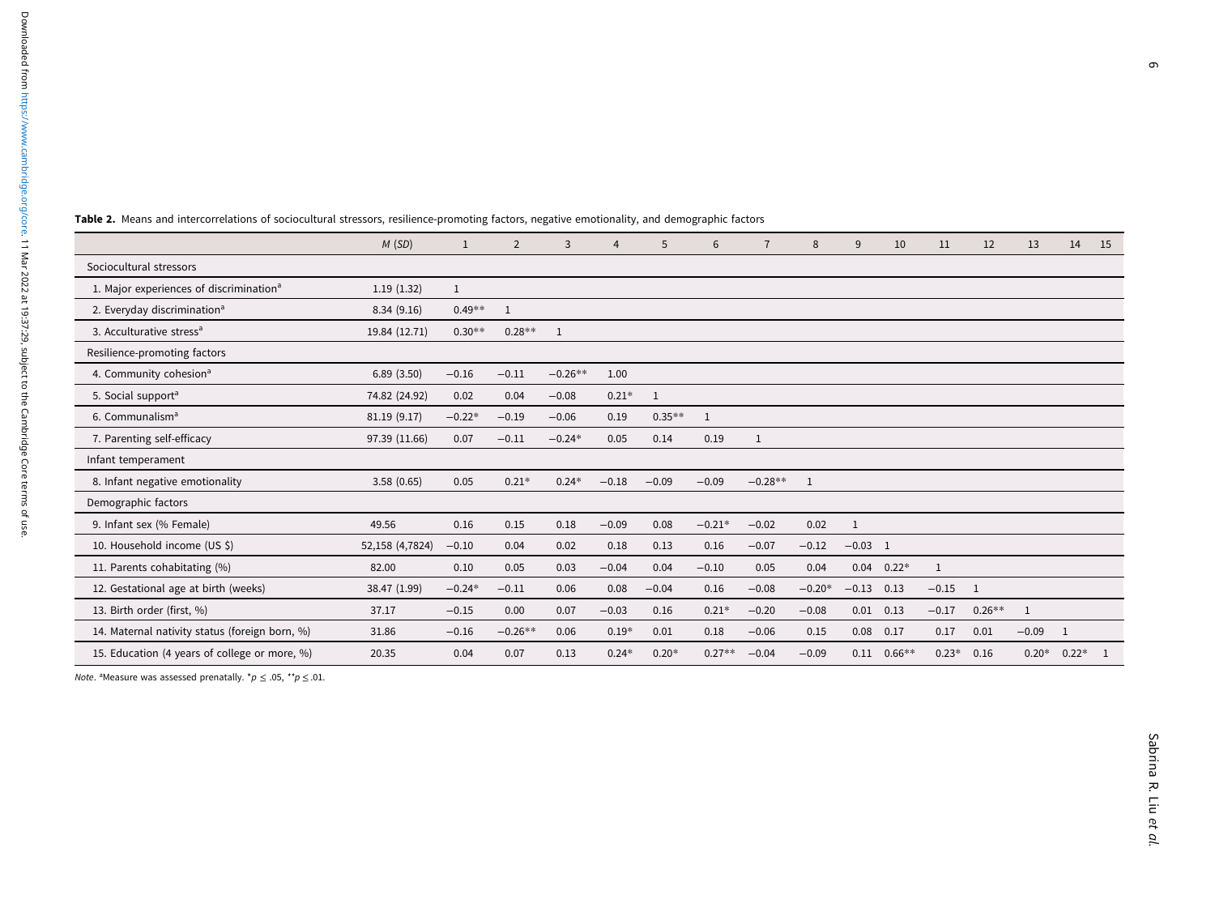**Table 2.** Means and intercorrelations of sociocultural stressors, resilience-promoting factors, negative emotionality, and demographic factors

| | *M* (*SD*) | 1 | 2 | 3 | 4 | 5 | 6 | 7 | 8 | 9 | 10 | 11 | 12 | 13 | 14 | 15 |
|---|---|---|---|---|---|---|---|---|---|---|---|---|---|---|---|---|
| Sociocultural stressors | | | | | | | | | | | | | | | | |
| 1. Major experiences of discrimination[a] | 1.19 (1.32) | 1 | | | | | | | | | | | | | | |
| 2. Everyday discrimination[a] | 8.34 (9.16) | 0.49** | 1 | | | | | | | | | | | | | |
| 3. Acculturative stress[a] | 19.84 (12.71) | 0.30** | 0.28** | 1 | | | | | | | | | | | | |
| Resilience-promoting factors | | | | | | | | | | | | | | | | |
| 4. Community cohesion[a] | 6.89 (3.50) | −0.16 | −0.11 | −0.26** | 1.00 | | | | | | | | | | | |
| 5. Social support[a] | 74.82 (24.92) | 0.02 | 0.04 | −0.08 | 0.21* | 1 | | | | | | | | | | |
| 6. Communalism[a] | 81.19 (9.17) | −0.22* | −0.19 | −0.06 | 0.19 | 0.35** | 1 | | | | | | | | | |
| 7. Parenting self-efficacy | 97.39 (11.66) | 0.07 | −0.11 | −0.24* | 0.05 | 0.14 | 0.19 | 1 | | | | | | | | |
| Infant temperament | | | | | | | | | | | | | | | | |
| 8. Infant negative emotionality | 3.58 (0.65) | 0.05 | 0.21* | 0.24* | −0.18 | −0.09 | −0.09 | −0.28** | 1 | | | | | | | |
| Demographic factors | | | | | | | | | | | | | | | | |
| 9. Infant sex (% Female) | 49.56 | 0.16 | 0.15 | 0.18 | −0.09 | 0.08 | −0.21* | −0.02 | 0.02 | 1 | | | | | | |
| 10. Household income (US $) | 52,158 (4,7824) | −0.10 | 0.04 | 0.02 | 0.18 | 0.13 | 0.16 | −0.07 | −0.12 | −0.03 | 1 | | | | | |
| 11. Parents cohabitating (%) | 82.00 | 0.10 | 0.05 | 0.03 | −0.04 | 0.04 | −0.10 | 0.05 | 0.04 | 0.04 | 0.22* | 1 | | | | |
| 12. Gestational age at birth (weeks) | 38.47 (1.99) | −0.24* | −0.11 | 0.06 | 0.08 | −0.04 | 0.16 | −0.08 | −0.20* | −0.13 | 0.13 | −0.15 | 1 | | | |
| 13. Birth order (first, %) | 37.17 | −0.15 | 0.00 | 0.07 | −0.03 | 0.16 | 0.21* | −0.20 | −0.08 | 0.01 | 0.13 | −0.17 | 0.26** | 1 | | |
| 14. Maternal nativity status (foreign born, %) | 31.86 | −0.16 | −0.26** | 0.06 | 0.19* | 0.01 | 0.18 | −0.06 | 0.15 | 0.08 | 0.17 | 0.17 | 0.01 | −0.09 | 1 | |
| 15. Education (4 years of college or more, %) | 20.35 | 0.04 | 0.07 | 0.13 | 0.24* | 0.20* | 0.27** | −0.04 | −0.09 | 0.11 | 0.66** | 0.23* | 0.16 | 0.20* | 0.22* | 1 |

*Note*. [a]Measure was assessed prenatally. *$p \leq .05$, **$p \leq .01$.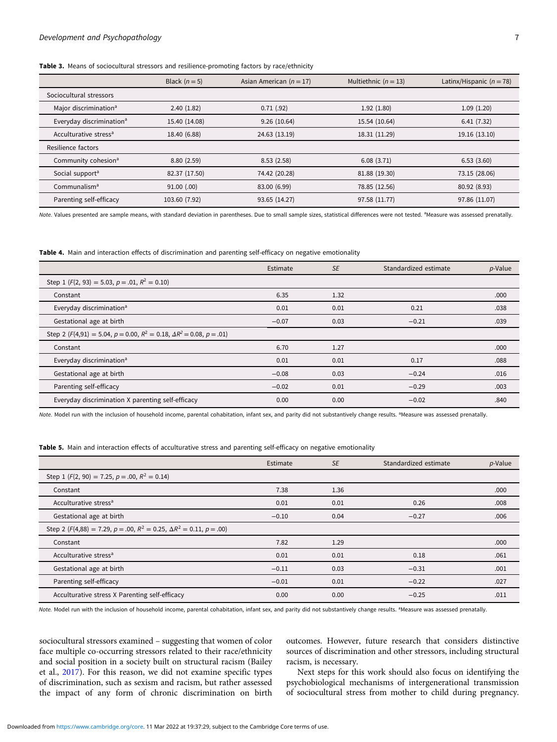**Table 3.** Means of sociocultural stressors and resilience-promoting factors by race/ethnicity

| | Black ($n = 5$) | Asian American ($n = 17$) | Multiethnic ($n = 13$) | Latinx/Hispanic ($n = 78$) |
|---|---|---|---|---|
| Sociocultural stressors | | | | |
| Major discrimination[a] | 2.40 (1.82) | 0.71 (.92) | 1.92 (1.80) | 1.09 (1.20) |
| Everyday discrimination[a] | 15.40 (14.08) | 9.26 (10.64) | 15.54 (10.64) | 6.41 (7.32) |
| Acculturative stress[a] | 18.40 (6.88) | 24.63 (13.19) | 18.31 (11.29) | 19.16 (13.10) |
| Resilience factors | | | | |
| Community cohesion[a] | 8.80 (2.59) | 8.53 (2.58) | 6.08 (3.71) | 6.53 (3.60) |
| Social support[a] | 82.37 (17.50) | 74.42 (20.28) | 81.88 (19.30) | 73.15 (28.06) |
| Communalism[a] | 91.00 (.00) | 83.00 (6.99) | 78.85 (12.56) | 80.92 (8.93) |
| Parenting self-efficacy | 103.60 (7.92) | 93.65 (14.27) | 97.58 (11.77) | 97.86 (11.07) |

*Note.* Values presented are sample means, with standard deviation in parentheses. Due to small sample sizes, statistical differences were not tested. [a]Measure was assessed prenatally.

**Table 4.** Main and interaction effects of discrimination and parenting self-efficacy on negative emotionality

| | Estimate | *SE* | Standardized estimate | *p*-Value |
|---|---|---|---|---|
| Step 1 ($F(2, 93) = 5.03$, $p = .01$, $R^2 = 0.10$) | | | | |
| Constant | 6.35 | 1.32 | | .000 |
| Everyday discrimination[a] | 0.01 | 0.01 | 0.21 | .038 |
| Gestational age at birth | −0.07 | 0.03 | −0.21 | .039 |
| Step 2 ($F(4,91) = 5.04$, $p = 0.00$, $R^2 = 0.18$, $\Delta R^2 = 0.08$, $p = .01$) | | | | |
| Constant | 6.70 | 1.27 | | .000 |
| Everyday discrimination[a] | 0.01 | 0.01 | 0.17 | .088 |
| Gestational age at birth | −0.08 | 0.03 | −0.24 | .016 |
| Parenting self-efficacy | −0.02 | 0.01 | −0.29 | .003 |
| Everyday discrimination X parenting self-efficacy | 0.00 | 0.00 | −0.02 | .840 |

*Note.* Model run with the inclusion of household income, parental cohabitation, infant sex, and parity did not substantively change results. [a]Measure was assessed prenatally.

**Table 5.** Main and interaction effects of acculturative stress and parenting self-efficacy on negative emotionality

| | Estimate | *SE* | Standardized estimate | *p*-Value |
|---|---|---|---|---|
| Step 1 ($F(2, 90) = 7.25$, $p = .00$, $R^2 = 0.14$) | | | | |
| Constant | 7.38 | 1.36 | | .000 |
| Acculturative stress[a] | 0.01 | 0.01 | 0.26 | .008 |
| Gestational age at birth | −0.10 | 0.04 | −0.27 | .006 |
| Step 2 ($F(4,88) = 7.29$, $p = .00$, $R^2 = 0.25$, $\Delta R^2 = 0.11$, $p = .00$) | | | | |
| Constant | 7.82 | 1.29 | | .000 |
| Acculturative stress[a] | 0.01 | 0.01 | 0.18 | .061 |
| Gestational age at birth | −0.11 | 0.03 | −0.31 | .001 |
| Parenting self-efficacy | −0.01 | 0.01 | −0.22 | .027 |
| Acculturative stress X Parenting self-efficacy | 0.00 | 0.00 | −0.25 | .011 |

*Note.* Model run with the inclusion of household income, parental cohabitation, infant sex, and parity did not substantively change results. [a]Measure was assessed prenatally.

sociocultural stressors examined – suggesting that women of color face multiple co-occurring stressors related to their race/ethnicity and social position in a society built on structural racism (Bailey et al., 2017). For this reason, we did not examine specific types of discrimination, such as sexism and racism, but rather assessed the impact of any form of chronic discrimination on birth outcomes. However, future research that considers distinctive sources of discrimination and other stressors, including structural racism, is necessary.

Next steps for this work should also focus on identifying the psychobiological mechanisms of intergenerational transmission of sociocultural stress from mother to child during pregnancy.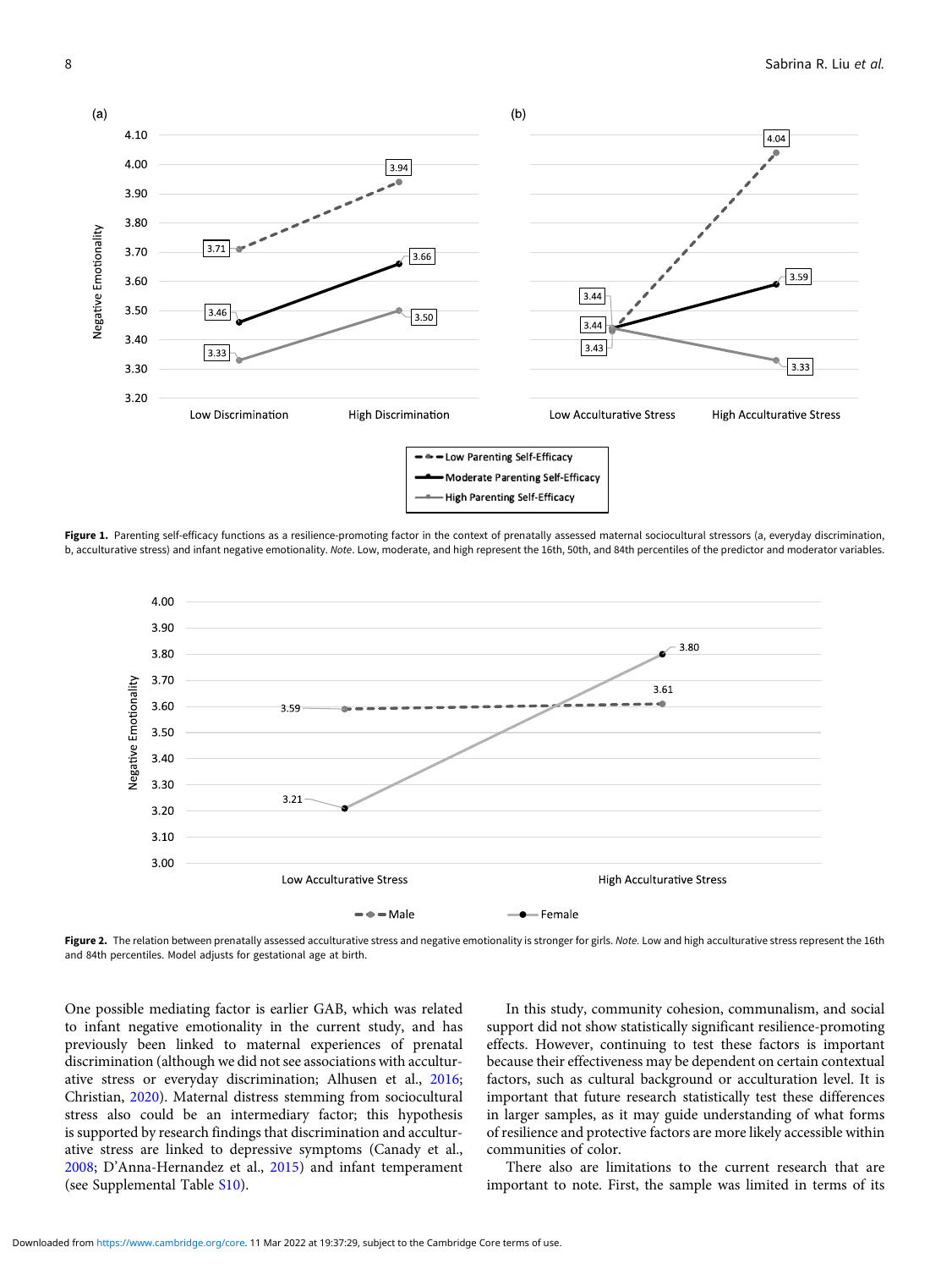**Figure 1.** Parenting self-efficacy functions as a resilience-promoting factor in the context of prenatally assessed maternal sociocultural stressors (a, everyday discrimination, b, acculturative stress) and infant negative emotionality. *Note*. Low, moderate, and high represent the 16th, 50th, and 84th percentiles of the predictor and moderator variables.

**Figure 2.** The relation between prenatally assessed acculturative stress and negative emotionality is stronger for girls. *Note*. Low and high acculturative stress represent the 16th and 84th percentiles. Model adjusts for gestational age at birth.

One possible mediating factor is earlier GAB, which was related to infant negative emotionality in the current study, and has previously been linked to maternal experiences of prenatal discrimination (although we did not see associations with acculturative stress or everyday discrimination; Alhusen et al., 2016; Christian, 2020). Maternal distress stemming from sociocultural stress also could be an intermediary factor; this hypothesis is supported by research findings that discrimination and acculturative stress are linked to depressive symptoms (Canady et al., 2008; D'Anna-Hernandez et al., 2015) and infant temperament (see Supplemental Table S10).

In this study, community cohesion, communalism, and social support did not show statistically significant resilience-promoting effects. However, continuing to test these factors is important because their effectiveness may be dependent on certain contextual factors, such as cultural background or acculturation level. It is important that future research statistically test these differences in larger samples, as it may guide understanding of what forms of resilience and protective factors are more likely accessible within communities of color.

There also are limitations to the current research that are important to note. First, the sample was limited in terms of its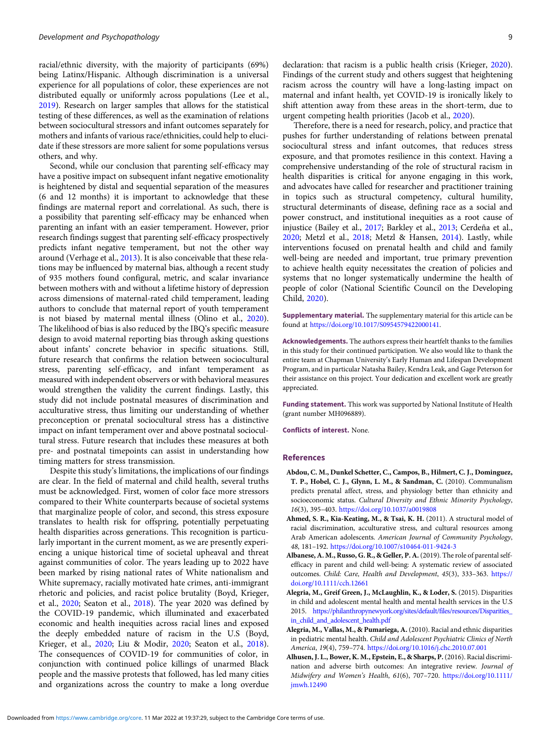racial/ethnic diversity, with the majority of participants (69%) being Latinx/Hispanic. Although discrimination is a universal experience for all populations of color, these experiences are not distributed equally or uniformly across populations (Lee et al., 2019). Research on larger samples that allows for the statistical testing of these differences, as well as the examination of relations between sociocultural stressors and infant outcomes separately for mothers and infants of various race/ethnicities, could help to elucidate if these stressors are more salient for some populations versus others, and why.

Second, while our conclusion that parenting self-efficacy may have a positive impact on subsequent infant negative emotionality is heightened by distal and sequential separation of the measures (6 and 12 months) it is important to acknowledge that these findings are maternal report and correlational. As such, there is a possibility that parenting self-efficacy may be enhanced when parenting an infant with an easier temperament. However, prior research findings suggest that parenting self-efficacy prospectively predicts infant negative temperament, but not the other way around (Verhage et al., 2013). It is also conceivable that these relations may be influenced by maternal bias, although a recent study of 935 mothers found configural, metric, and scalar invariance between mothers with and without a lifetime history of depression across dimensions of maternal-rated child temperament, leading authors to conclude that maternal report of youth temperament is not biased by maternal mental illness (Olino et al., 2020). The likelihood of bias is also reduced by the IBQ's specific measure design to avoid maternal reporting bias through asking questions about infants' concrete behavior in specific situations. Still, future research that confirms the relation between sociocultural stress, parenting self-efficacy, and infant temperament as measured with independent observers or with behavioral measures would strengthen the validity the current findings. Lastly, this study did not include postnatal measures of discrimination and acculturative stress, thus limiting our understanding of whether preconception or prenatal sociocultural stress has a distinctive impact on infant temperament over and above postnatal sociocultural stress. Future research that includes these measures at both pre- and postnatal timepoints can assist in understanding how timing matters for stress transmission.

Despite this study's limitations, the implications of our findings are clear. In the field of maternal and child health, several truths must be acknowledged. First, women of color face more stressors compared to their White counterparts because of societal systems that marginalize people of color, and second, this stress exposure translates to health risk for offspring, potentially perpetuating health disparities across generations. This recognition is particularly important in the current moment, as we are presently experiencing a unique historical time of societal upheaval and threat against communities of color. The years leading up to 2022 have been marked by rising national rates of White nationalism and White supremacy, racially motivated hate crimes, anti-immigrant rhetoric and policies, and racist police brutality (Boyd, Krieger, et al., 2020; Seaton et al., 2018). The year 2020 was defined by the COVID-19 pandemic, which illuminated and exacerbated economic and health inequities across racial lines and exposed the deeply embedded nature of racism in the U.S (Boyd, Krieger, et al., 2020; Liu & Modir, 2020; Seaton et al., 2018). The consequences of COVID-19 for communities of color, in conjunction with continued police killings of unarmed Black people and the massive protests that followed, has led many cities and organizations across the country to make a long overdue declaration: that racism is a public health crisis (Krieger, 2020). Findings of the current study and others suggest that heightening racism across the country will have a long-lasting impact on maternal and infant health, yet COVID-19 is ironically likely to shift attention away from these areas in the short-term, due to urgent competing health priorities (Jacob et al., 2020).

Therefore, there is a need for research, policy, and practice that pushes for further understanding of relations between prenatal sociocultural stress and infant outcomes, that reduces stress exposure, and that promotes resilience in this context. Having a comprehensive understanding of the role of structural racism in health disparities is critical for anyone engaging in this work, and advocates have called for researcher and practitioner training in topics such as structural competency, cultural humility, structural determinants of disease, defining race as a social and power construct, and institutional inequities as a root cause of injustice (Bailey et al., 2017; Barkley et al., 2013; Cerdeña et al., 2020; Metzl et al., 2018; Metzl & Hansen, 2014). Lastly, while interventions focused on prenatal health and child and family well-being are needed and important, true primary prevention to achieve health equity necessitates the creation of policies and systems that no longer systematically undermine the health of people of color (National Scientific Council on the Developing Child, 2020).

**Supplementary material.** The supplementary material for this article can be found at https://doi.org/10.1017/S0954579422000141.

**Acknowledgements.** The authors express their heartfelt thanks to the families in this study for their continued participation. We also would like to thank the entire team at Chapman University's Early Human and Lifespan Development Program, and in particular Natasha Bailey, Kendra Leak, and Gage Peterson for their assistance on this project. Your dedication and excellent work are greatly appreciated.

**Funding statement.** This work was supported by National Institute of Health (grant number MH096889).

**Conflicts of interest.** None.

## References

**Abdou, C. M., Dunkel Schetter, C., Campos, B., Hilmert, C. J., Dominguez, T. P., Hobel, C. J., Glynn, L. M., & Sandman, C.** (2010). Communalism predicts prenatal affect, stress, and physiology better than ethnicity and socioeconomic status. *Cultural Diversity and Ethnic Minority Psychology*, *16*(3), 395–403. https://doi.org/10.1037/a0019808

**Ahmed, S. R., Kia-Keating, M., & Tsai, K. H.** (2011). A structural model of racial discrimination, acculturative stress, and cultural resources among Arab American adolescents. *American Journal of Community Psychology*, *48*, 181–192. https://doi.org/10.1007/s10464-011-9424-3

**Albanese, A. M., Russo, G. R., & Geller, P. A.** (2019). The role of parental self-efficacy in parent and child well-being: A systematic review of associated outcomes. *Child: Care, Health and Development*, *45*(3), 333–363. https://doi.org/10.1111/cch.12661

**Alegria, M., Greif Green, J., McLaughlin, K., & Loder, S.** (2015). Disparities in child and adolescent mental health and mental health services in the U.S 2015. https://philanthropynewyork.org/sites/default/files/resources/Disparities_in_child_and_adolescent_health.pdf

**Alegria, M., Vallas, M., & Pumariega, A.** (2010). Racial and ethnic disparities in pediatric mental health. *Child and Adolescent Psychiatric Clinics of North America*, *19*(4), 759–774. https://doi.org/10.1016/j.chc.2010.07.001

**Alhusen, J. L., Bower, K. M., Epstein, E., & Sharps, P.** (2016). Racial discrimination and adverse birth outcomes: An integrative review. *Journal of Midwifery and Women's Health*, *61*(6), 707–720. https://doi.org/10.1111/jmwh.12490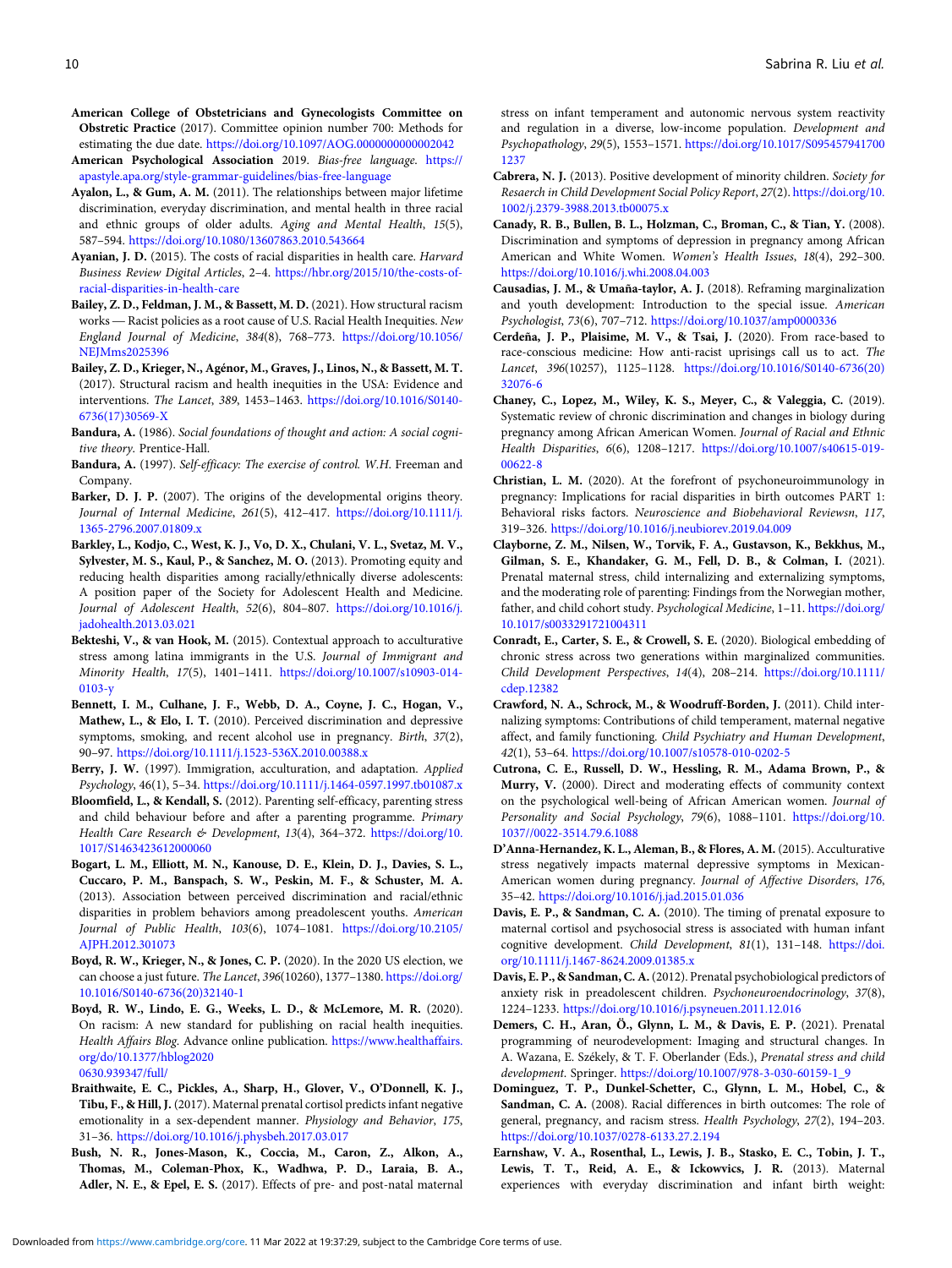**American College of Obstetricians and Gynecologists Committee on Obstretric Practice** (2017). Committee opinion number 700: Methods for estimating the due date. https://doi.org/10.1097/AOG.0000000000002042

**American Psychological Association** 2019. *Bias-free language*. https://apastyle.apa.org/style-grammar-guidelines/bias-free-language

**Ayalon, L., & Gum, A. M.** (2011). The relationships between major lifetime discrimination, everyday discrimination, and mental health in three racial and ethnic groups of older adults. *Aging and Mental Health*, *15*(5), 587–594. https://doi.org/10.1080/13607863.2010.543664

**Ayanian, J. D.** (2015). The costs of racial disparities in health care. *Harvard Business Review Digital Articles*, 2–4. https://hbr.org/2015/10/the-costs-of-racial-disparities-in-health-care

**Bailey, Z. D., Feldman, J. M., & Bassett, M. D.** (2021). How structural racism works — Racist policies as a root cause of U.S. Racial Health Inequities. *New England Journal of Medicine*, *384*(8), 768–773. https://doi.org/10.1056/NEJMms2025396

**Bailey, Z. D., Krieger, N., Agénor, M., Graves, J., Linos, N., & Bassett, M. T.** (2017). Structural racism and health inequities in the USA: Evidence and interventions. *The Lancet*, *389*, 1453–1463. https://doi.org/10.1016/S0140-6736(17)30569-X

**Bandura, A.** (1986). *Social foundations of thought and action: A social cognitive theory*. Prentice-Hall.

**Bandura, A.** (1997). *Self-efficacy: The exercise of control. W.H*. Freeman and Company.

**Barker, D. J. P.** (2007). The origins of the developmental origins theory. *Journal of Internal Medicine*, *261*(5), 412–417. https://doi.org/10.1111/j.1365-2796.2007.01809.x

**Barkley, L., Kodjo, C., West, K. J., Vo, D. X., Chulani, V. L., Svetaz, M. V., Sylvester, M. S., Kaul, P., & Sanchez, M. O.** (2013). Promoting equity and reducing health disparities among racially/ethnically diverse adolescents: A position paper of the Society for Adolescent Health and Medicine. *Journal of Adolescent Health*, *52*(6), 804–807. https://doi.org/10.1016/j.jadohealth.2013.03.021

**Bekteshi, V., & van Hook, M.** (2015). Contextual approach to acculturative stress among latina immigrants in the U.S. *Journal of Immigrant and Minority Health*, *17*(5), 1401–1411. https://doi.org/10.1007/s10903-014-0103-y

**Bennett, I. M., Culhane, J. F., Webb, D. A., Coyne, J. C., Hogan, V., Mathew, L., & Elo, I. T.** (2010). Perceived discrimination and depressive symptoms, smoking, and recent alcohol use in pregnancy. *Birth*, *37*(2), 90–97. https://doi.org/10.1111/j.1523-536X.2010.00388.x

**Berry, J. W.** (1997). Immigration, acculturation, and adaptation. *Applied Psychology*, 46(1), 5–34. https://doi.org/10.1111/j.1464-0597.1997.tb01087.x

**Bloomfield, L., & Kendall, S.** (2012). Parenting self-efficacy, parenting stress and child behaviour before and after a parenting programme. *Primary Health Care Research & Development*, *13*(4), 364–372. https://doi.org/10.1017/S1463423612000060

**Bogart, L. M., Elliott, M. N., Kanouse, D. E., Klein, D. J., Davies, S. L., Cuccaro, P. M., Banspach, S. W., Peskin, M. F., & Schuster, M. A.** (2013). Association between perceived discrimination and racial/ethnic disparities in problem behaviors among preadolescent youths. *American Journal of Public Health*, *103*(6), 1074–1081. https://doi.org/10.2105/AJPH.2012.301073

**Boyd, R. W., Krieger, N., & Jones, C. P.** (2020). In the 2020 US election, we can choose a just future. *The Lancet*, *396*(10260), 1377–1380. https://doi.org/10.1016/S0140-6736(20)32140-1

**Boyd, R. W., Lindo, E. G., Weeks, L. D., & McLemore, M. R.** (2020). On racism: A new standard for publishing on racial health inequities. *Health Affairs Blog*. Advance online publication. https://www.healthaffairs.org/do/10.1377/hblog20200630.939347/full/

**Braithwaite, E. C., Pickles, A., Sharp, H., Glover, V., O'Donnell, K. J., Tibu, F., & Hill, J.** (2017). Maternal prenatal cortisol predicts infant negative emotionality in a sex-dependent manner. *Physiology and Behavior*, *175*, 31–36. https://doi.org/10.1016/j.physbeh.2017.03.017

**Bush, N. R., Jones-Mason, K., Coccia, M., Caron, Z., Alkon, A., Thomas, M., Coleman-Phox, K., Wadhwa, P. D., Laraia, B. A., Adler, N. E., & Epel, E. S.** (2017). Effects of pre- and post-natal maternal stress on infant temperament and autonomic nervous system reactivity and regulation in a diverse, low-income population. *Development and Psychopathology*, *29*(5), 1553–1571. https://doi.org/10.1017/S0954579417001237

**Cabrera, N. J.** (2013). Positive development of minority children. *Society for Resaerch in Child Development Social Policy Report*, *27*(2). https://doi.org/10.1002/j.2379-3988.2013.tb00075.x

**Canady, R. B., Bullen, B. L., Holzman, C., Broman, C., & Tian, Y.** (2008). Discrimination and symptoms of depression in pregnancy among African American and White Women. *Women's Health Issues*, *18*(4), 292–300. https://doi.org/10.1016/j.whi.2008.04.003

**Causadias, J. M., & Umaña-taylor, A. J.** (2018). Reframing marginalization and youth development: Introduction to the special issue. *American Psychologist*, *73*(6), 707–712. https://doi.org/10.1037/amp0000336

**Cerdeña, J. P., Plaisime, M. V., & Tsai, J.** (2020). From race-based to race-conscious medicine: How anti-racist uprisings call us to act. *The Lancet*, *396*(10257), 1125–1128. https://doi.org/10.1016/S0140-6736(20)32076-6

**Chaney, C., Lopez, M., Wiley, K. S., Meyer, C., & Valeggia, C.** (2019). Systematic review of chronic discrimination and changes in biology during pregnancy among African American Women. *Journal of Racial and Ethnic Health Disparities*, *6*(6), 1208–1217. https://doi.org/10.1007/s40615-019-00622-8

**Christian, L. M.** (2020). At the forefront of psychoneuroimmunology in pregnancy: Implications for racial disparities in birth outcomes PART 1: Behavioral risks factors. *Neuroscience and Biobehavioral Reviewsn*, *117*, 319–326. https://doi.org/10.1016/j.neubiorev.2019.04.009

**Clayborne, Z. M., Nilsen, W., Torvik, F. A., Gustavson, K., Bekkhus, M., Gilman, S. E., Khandaker, G. M., Fell, D. B., & Colman, I.** (2021). Prenatal maternal stress, child internalizing and externalizing symptoms, and the moderating role of parenting: Findings from the Norwegian mother, father, and child cohort study. *Psychological Medicine*, 1–11. https://doi.org/10.1017/s0033291721004311

**Conradt, E., Carter, S. E., & Crowell, S. E.** (2020). Biological embedding of chronic stress across two generations within marginalized communities. *Child Development Perspectives*, *14*(4), 208–214. https://doi.org/10.1111/cdep.12382

**Crawford, N. A., Schrock, M., & Woodruff-Borden, J.** (2011). Child internalizing symptoms: Contributions of child temperament, maternal negative affect, and family functioning. *Child Psychiatry and Human Development*, *42*(1), 53–64. https://doi.org/10.1007/s10578-010-0202-5

**Cutrona, C. E., Russell, D. W., Hessling, R. M., Adama Brown, P., & Murry, V.** (2000). Direct and moderating effects of community context on the psychological well-being of African American women. *Journal of Personality and Social Psychology*, *79*(6), 1088–1101. https://doi.org/10.1037//0022-3514.79.6.1088

**D'Anna-Hernandez, K. L., Aleman, B., & Flores, A. M.** (2015). Acculturative stress negatively impacts maternal depressive symptoms in Mexican-American women during pregnancy. *Journal of Affective Disorders*, *176*, 35–42. https://doi.org/10.1016/j.jad.2015.01.036

**Davis, E. P., & Sandman, C. A.** (2010). The timing of prenatal exposure to maternal cortisol and psychosocial stress is associated with human infant cognitive development. *Child Development*, *81*(1), 131–148. https://doi.org/10.1111/j.1467-8624.2009.01385.x

**Davis, E. P., & Sandman, C. A.** (2012). Prenatal psychobiological predictors of anxiety risk in preadolescent children. *Psychoneuroendocrinology*, *37*(8), 1224–1233. https://doi.org/10.1016/j.psyneuen.2011.12.016

**Demers, C. H., Aran, Ö., Glynn, L. M., & Davis, E. P.** (2021). Prenatal programming of neurodevelopment: Imaging and structural changes. In A. Wazana, E. Székely, & T. F. Oberlander (Eds.), *Prenatal stress and child development*. Springer. https://doi.org/10.1007/978-3-030-60159-1_9

**Dominguez, T. P., Dunkel-Schetter, C., Glynn, L. M., Hobel, C., & Sandman, C. A.** (2008). Racial differences in birth outcomes: The role of general, pregnancy, and racism stress. *Health Psychology*, *27*(2), 194–203. https://doi.org/10.1037/0278-6133.27.2.194

**Earnshaw, V. A., Rosenthal, L., Lewis, J. B., Stasko, E. C., Tobin, J. T., Lewis, T. T., Reid, A. E., & Ickowics, J. R.** (2013). Maternal experiences with everyday discrimination and infant birth weight: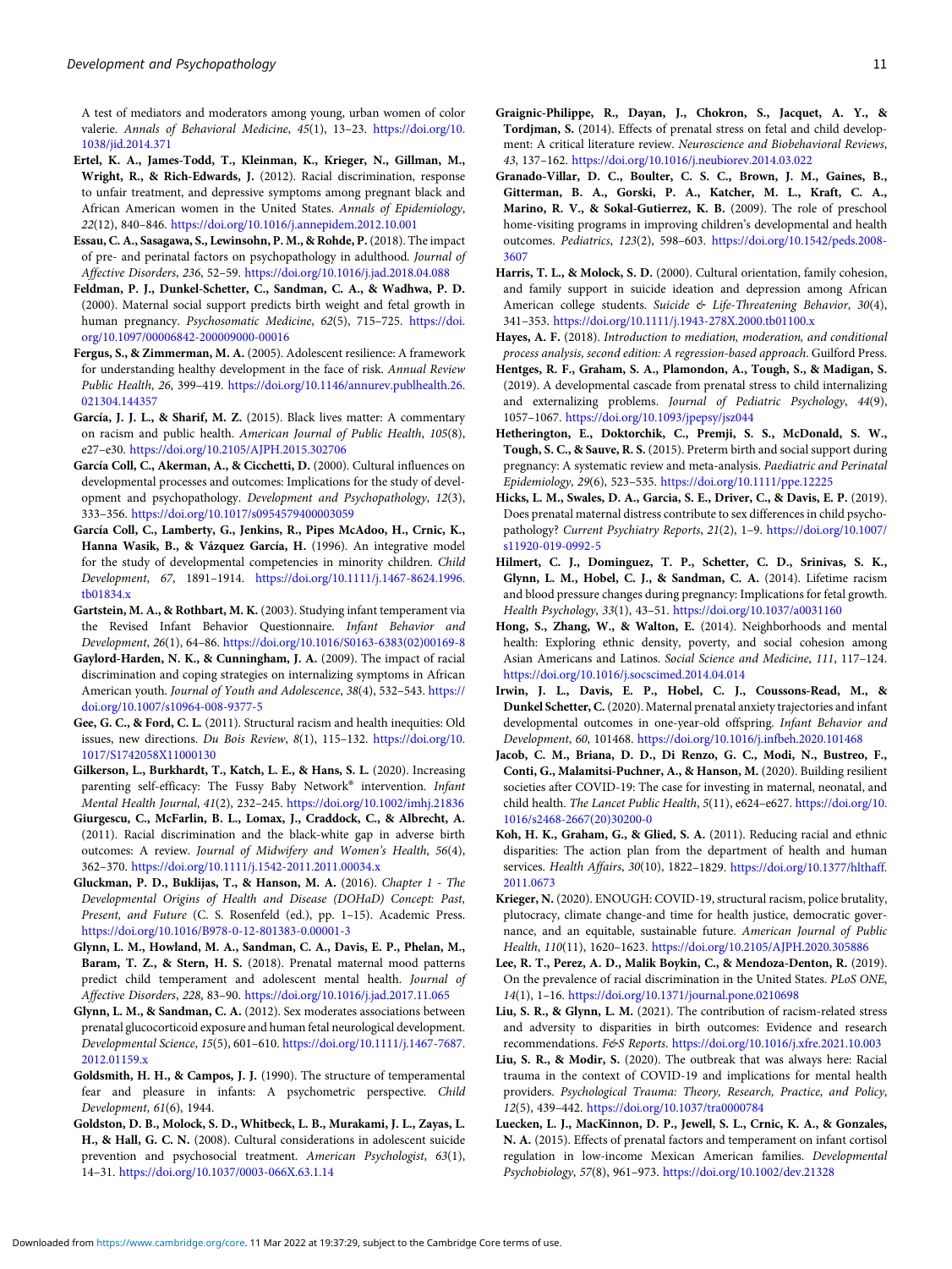A test of mediators and moderators among young, urban women of color valerie. *Annals of Behavioral Medicine*, *45*(1), 13–23. https://doi.org/10.1038/jid.2014.371

**Ertel, K. A., James-Todd, T., Kleinman, K., Krieger, N., Gillman, M., Wright, R., & Rich-Edwards, J.** (2012). Racial discrimination, response to unfair treatment, and depressive symptoms among pregnant black and African American women in the United States. *Annals of Epidemiology*, *22*(12), 840–846. https://doi.org/10.1016/j.annepidem.2012.10.001

**Essau, C. A., Sasagawa, S., Lewinsohn, P. M., & Rohde, P.** (2018). The impact of pre- and perinatal factors on psychopathology in adulthood. *Journal of Affective Disorders*, *236*, 52–59. https://doi.org/10.1016/j.jad.2018.04.088

**Feldman, P. J., Dunkel-Schetter, C., Sandman, C. A., & Wadhwa, P. D.** (2000). Maternal social support predicts birth weight and fetal growth in human pregnancy. *Psychosomatic Medicine*, *62*(5), 715–725. https://doi.org/10.1097/00006842-200009000-00016

**Fergus, S., & Zimmerman, M. A.** (2005). Adolescent resilience: A framework for understanding healthy development in the face of risk. *Annual Review Public Health*, *26*, 399–419. https://doi.org/10.1146/annurev.publhealth.26.021304.144357

**García, J. J. L., & Sharif, M. Z.** (2015). Black lives matter: A commentary on racism and public health. *American Journal of Public Health*, *105*(8), e27–e30. https://doi.org/10.2105/AJPH.2015.302706

**García Coll, C., Akerman, A., & Cicchetti, D.** (2000). Cultural influences on developmental processes and outcomes: Implications for the study of development and psychopathology. *Development and Psychopathology*, *12*(3), 333–356. https://doi.org/10.1017/s0954579400003059

**García Coll, C., Lamberty, G., Jenkins, R., Pipes McAdoo, H., Crnic, K., Hanna Wasik, B., & Vázquez García, H.** (1996). An integrative model for the study of developmental competencies in minority children. *Child Development*, *67*, 1891–1914. https://doi.org/10.1111/j.1467-8624.1996.tb01834.x

**Gartstein, M. A., & Rothbart, M. K.** (2003). Studying infant temperament via the Revised Infant Behavior Questionnaire. *Infant Behavior and Development*, *26*(1), 64–86. https://doi.org/10.1016/S0163-6383(02)00169-8

**Gaylord-Harden, N. K., & Cunningham, J. A.** (2009). The impact of racial discrimination and coping strategies on internalizing symptoms in African American youth. *Journal of Youth and Adolescence*, *38*(4), 532–543. https://doi.org/10.1007/s10964-008-9377-5

**Gee, G. C., & Ford, C. L.** (2011). Structural racism and health inequities: Old issues, new directions. *Du Bois Review*, *8*(1), 115–132. https://doi.org/10.1017/S1742058X11000130

**Gilkerson, L., Burkhardt, T., Katch, L. E., & Hans, S. L.** (2020). Increasing parenting self-efficacy: The Fussy Baby Network® intervention. *Infant Mental Health Journal*, *41*(2), 232–245. https://doi.org/10.1002/imhj.21836

**Giurgescu, C., McFarlin, B. L., Lomax, J., Craddock, C., & Albrecht, A.** (2011). Racial discrimination and the black-white gap in adverse birth outcomes: A review. *Journal of Midwifery and Women's Health*, *56*(4), 362–370. https://doi.org/10.1111/j.1542-2011.2011.00034.x

**Gluckman, P. D., Buklijas, T., & Hanson, M. A.** (2016). *Chapter 1 - The Developmental Origins of Health and Disease (DOHaD) Concept: Past, Present, and Future* (C. S. Rosenfeld (ed.), pp. 1–15). Academic Press. https://doi.org/10.1016/B978-0-12-801383-0.00001-3

**Glynn, L. M., Howland, M. A., Sandman, C. A., Davis, E. P., Phelan, M., Baram, T. Z., & Stern, H. S.** (2018). Prenatal maternal mood patterns predict child temperament and adolescent mental health. *Journal of Affective Disorders*, *228*, 83–90. https://doi.org/10.1016/j.jad.2017.11.065

**Glynn, L. M., & Sandman, C. A.** (2012). Sex moderates associations between prenatal glucocorticoid exposure and human fetal neurological development. *Developmental Science*, *15*(5), 601–610. https://doi.org/10.1111/j.1467-7687.2012.01159.x

**Goldsmith, H. H., & Campos, J. J.** (1990). The structure of temperamental fear and pleasure in infants: A psychometric perspective. *Child Development*, *61*(6), 1944.

**Goldston, D. B., Molock, S. D., Whitbeck, L. B., Murakami, J. L., Zayas, L. H., & Hall, G. C. N.** (2008). Cultural considerations in adolescent suicide prevention and psychosocial treatment. *American Psychologist*, *63*(1), 14–31. https://doi.org/10.1037/0003-066X.63.1.14

**Graignic-Philippe, R., Dayan, J., Chokron, S., Jacquet, A. Y., & Tordjman, S.** (2014). Effects of prenatal stress on fetal and child development: A critical literature review. *Neuroscience and Biobehavioral Reviews*, *43*, 137–162. https://doi.org/10.1016/j.neubiorev.2014.03.022

**Granado-Villar, D. C., Boulter, C. S. C., Brown, J. M., Gaines, B., Gitterman, B. A., Gorski, P. A., Katcher, M. L., Kraft, C. A., Marino, R. V., & Sokal-Gutierrez, K. B.** (2009). The role of preschool home-visiting programs in improving children's developmental and health outcomes. *Pediatrics*, *123*(2), 598–603. https://doi.org/10.1542/peds.2008-3607

**Harris, T. L., & Molock, S. D.** (2000). Cultural orientation, family cohesion, and family support in suicide ideation and depression among African American college students. *Suicide & Life-Threatening Behavior*, *30*(4), 341–353. https://doi.org/10.1111/j.1943-278X.2000.tb01100.x

**Hayes, A. F.** (2018). *Introduction to mediation, moderation, and conditional process analysis, second edition: A regression-based approach*. Guilford Press.

**Hentges, R. F., Graham, S. A., Plamondon, A., Tough, S., & Madigan, S.** (2019). A developmental cascade from prenatal stress to child internalizing and externalizing problems. *Journal of Pediatric Psychology*, *44*(9), 1057–1067. https://doi.org/10.1093/jpepsy/jsz044

**Hetherington, E., Doktorchik, C., Premji, S. S., McDonald, S. W., Tough, S. C., & Sauve, R. S.** (2015). Preterm birth and social support during pregnancy: A systematic review and meta-analysis. *Paediatric and Perinatal Epidemiology*, *29*(6), 523–535. https://doi.org/10.1111/ppe.12225

**Hicks, L. M., Swales, D. A., Garcia, S. E., Driver, C., & Davis, E. P.** (2019). Does prenatal maternal distress contribute to sex differences in child psychopathology? *Current Psychiatry Reports*, *21*(2), 1–9. https://doi.org/10.1007/s11920-019-0992-5

**Hilmert, C. J., Dominguez, T. P., Schetter, C. D., Srinivas, S. K., Glynn, L. M., Hobel, C. J., & Sandman, C. A.** (2014). Lifetime racism and blood pressure changes during pregnancy: Implications for fetal growth. *Health Psychology*, *33*(1), 43–51. https://doi.org/10.1037/a0031160

**Hong, S., Zhang, W., & Walton, E.** (2014). Neighborhoods and mental health: Exploring ethnic density, poverty, and social cohesion among Asian Americans and Latinos. *Social Science and Medicine*, *111*, 117–124. https://doi.org/10.1016/j.socscimed.2014.04.014

**Irwin, J. L., Davis, E. P., Hobel, C. J., Coussons-Read, M., & Dunkel Schetter, C.** (2020). Maternal prenatal anxiety trajectories and infant developmental outcomes in one-year-old offspring. *Infant Behavior and Development*, *60*, 101468. https://doi.org/10.1016/j.infbeh.2020.101468

**Jacob, C. M., Briana, D. D., Di Renzo, G. C., Modi, N., Bustreo, F., Conti, G., Malamitsi-Puchner, A., & Hanson, M.** (2020). Building resilient societies after COVID-19: The case for investing in maternal, neonatal, and child health. *The Lancet Public Health*, *5*(11), e624–e627. https://doi.org/10.1016/s2468-2667(20)30200-0

**Koh, H. K., Graham, G., & Glied, S. A.** (2011). Reducing racial and ethnic disparities: The action plan from the department of health and human services. *Health Affairs*, *30*(10), 1822–1829. https://doi.org/10.1377/hlthaff.2011.0673

**Krieger, N.** (2020). ENOUGH: COVID-19, structural racism, police brutality, plutocracy, climate change-and time for health justice, democratic governance, and an equitable, sustainable future. *American Journal of Public Health*, *110*(11), 1620–1623. https://doi.org/10.2105/AJPH.2020.305886

**Lee, R. T., Perez, A. D., Malik Boykin, C., & Mendoza-Denton, R.** (2019). On the prevalence of racial discrimination in the United States. *PLoS ONE*, *14*(1), 1–16. https://doi.org/10.1371/journal.pone.0210698

**Liu, S. R., & Glynn, L. M.** (2021). The contribution of racism-related stress and adversity to disparities in birth outcomes: Evidence and research recommendations. *F&S Reports*. https://doi.org/10.1016/j.xfre.2021.10.003

**Liu, S. R., & Modir, S.** (2020). The outbreak that was always here: Racial trauma in the context of COVID-19 and implications for mental health providers. *Psychological Trauma: Theory, Research, Practice, and Policy*, *12*(5), 439–442. https://doi.org/10.1037/tra0000784

**Luecken, L. J., MacKinnon, D. P., Jewell, S. L., Crnic, K. A., & Gonzales, N. A.** (2015). Effects of prenatal factors and temperament on infant cortisol regulation in low-income Mexican American families. *Developmental Psychobiology*, *57*(8), 961–973. https://doi.org/10.1002/dev.21328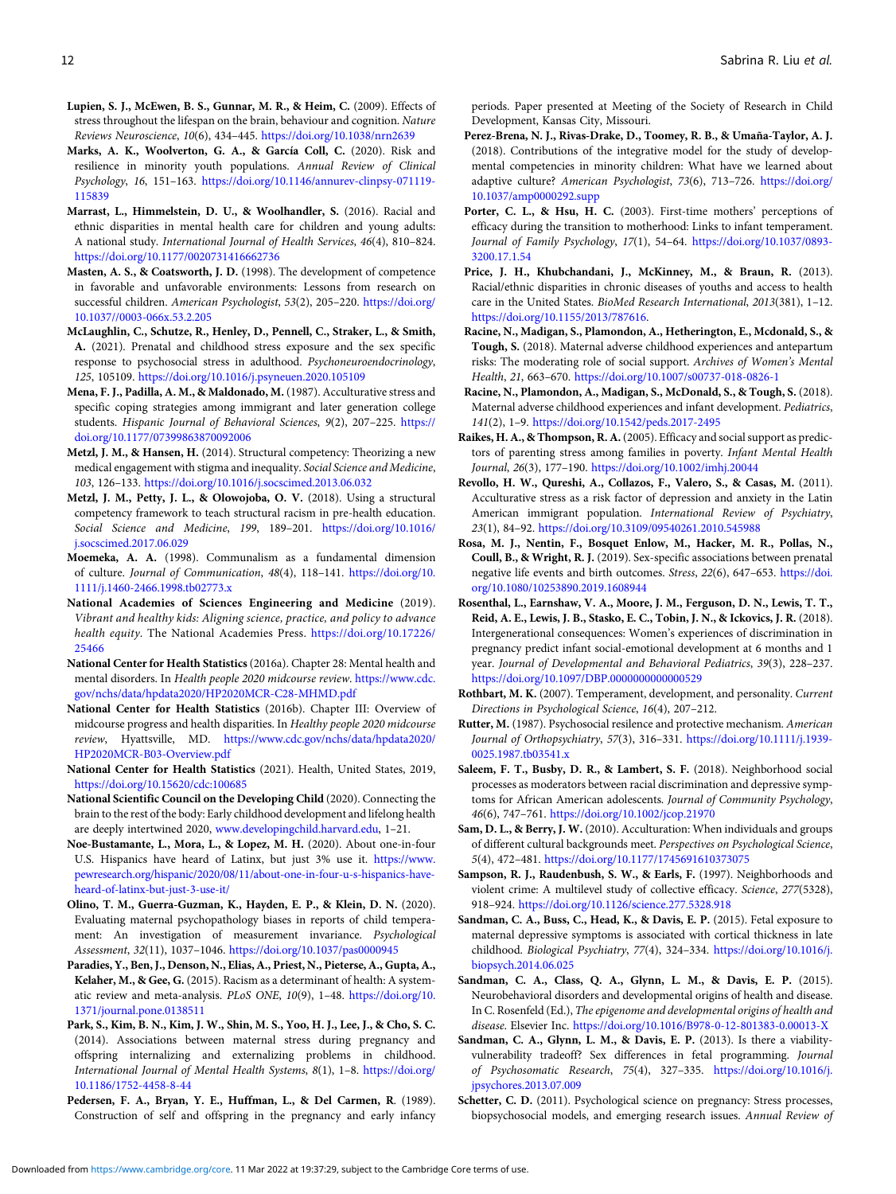**Lupien, S. J., McEwen, B. S., Gunnar, M. R., & Heim, C.** (2009). Effects of stress throughout the lifespan on the brain, behaviour and cognition. *Nature Reviews Neuroscience*, *10*(6), 434–445. https://doi.org/10.1038/nrn2639

**Marks, A. K., Woolverton, G. A., & García Coll, C.** (2020). Risk and resilience in minority youth populations. *Annual Review of Clinical Psychology*, *16*, 151–163. https://doi.org/10.1146/annurev-clinpsy-071119-115839

**Marrast, L., Himmelstein, D. U., & Woolhandler, S.** (2016). Racial and ethnic disparities in mental health care for children and young adults: A national study. *International Journal of Health Services*, *46*(4), 810–824. https://doi.org/10.1177/0020731416662736

**Masten, A. S., & Coatsworth, J. D.** (1998). The development of competence in favorable and unfavorable environments: Lessons from research on successful children. *American Psychologist*, *53*(2), 205–220. https://doi.org/10.1037//0003-066x.53.2.205

**McLaughlin, C., Schutze, R., Henley, D., Pennell, C., Straker, L., & Smith, A.** (2021). Prenatal and childhood stress exposure and the sex specific response to psychosocial stress in adulthood. *Psychoneuroendocrinology*, *125*, 105109. https://doi.org/10.1016/j.psyneuen.2020.105109

**Mena, F. J., Padilla, A. M., & Maldonado, M.** (1987). Acculturative stress and specific coping strategies among immigrant and later generation college students. *Hispanic Journal of Behavioral Sciences*, *9*(2), 207–225. https://doi.org/10.1177/07399863870092006

**Metzl, J. M., & Hansen, H.** (2014). Structural competency: Theorizing a new medical engagement with stigma and inequality. *Social Science and Medicine*, *103*, 126–133. https://doi.org/10.1016/j.socscimed.2013.06.032

**Metzl, J. M., Petty, J. L., & Olowojoba, O. V.** (2018). Using a structural competency framework to teach structural racism in pre-health education. *Social Science and Medicine*, *199*, 189–201. https://doi.org/10.1016/j.socscimed.2017.06.029

**Moemeka, A. A.** (1998). Communalism as a fundamental dimension of culture. *Journal of Communication*, *48*(4), 118–141. https://doi.org/10.1111/j.1460-2466.1998.tb02773.x

**National Academies of Sciences Engineering and Medicine** (2019). *Vibrant and healthy kids: Aligning science, practice, and policy to advance health equity*. The National Academies Press. https://doi.org/10.17226/25466

**National Center for Health Statistics** (2016a). Chapter 28: Mental health and mental disorders. In *Health people 2020 midcourse review*. https://www.cdc.gov/nchs/data/hpdata2020/HP2020MCR-C28-MHMD.pdf

**National Center for Health Statistics** (2016b). Chapter III: Overview of midcourse progress and health disparities. In *Healthy people 2020 midcourse review*, Hyattsville, MD. https://www.cdc.gov/nchs/data/hpdata2020/HP2020MCR-B03-Overview.pdf

**National Center for Health Statistics** (2021). Health, United States, 2019, https://doi.org/10.15620/cdc:100685

**National Scientific Council on the Developing Child** (2020). Connecting the brain to the rest of the body: Early childhood development and lifelong health are deeply intertwined 2020, www.developingchild.harvard.edu, 1–21.

**Noe-Bustamante, L., Mora, L., & Lopez, M. H.** (2020). About one-in-four U.S. Hispanics have heard of Latinx, but just 3% use it. https://www.pewresearch.org/hispanic/2020/08/11/about-one-in-four-u-s-hispanics-have-heard-of-latinx-but-just-3-use-it/

**Olino, T. M., Guerra-Guzman, K., Hayden, E. P., & Klein, D. N.** (2020). Evaluating maternal psychopathology biases in reports of child temperament: An investigation of measurement invariance. *Psychological Assessment*, *32*(11), 1037–1046. https://doi.org/10.1037/pas0000945

**Paradies, Y., Ben, J., Denson, N., Elias, A., Priest, N., Pieterse, A., Gupta, A., Kelaher, M., & Gee, G.** (2015). Racism as a determinant of health: A systematic review and meta-analysis. *PLoS ONE*, *10*(9), 1–48. https://doi.org/10.1371/journal.pone.0138511

**Park, S., Kim, B. N., Kim, J. W., Shin, M. S., Yoo, H. J., Lee, J., & Cho, S. C.** (2014). Associations between maternal stress during pregnancy and offspring internalizing and externalizing problems in childhood. *International Journal of Mental Health Systems*, *8*(1), 1–8. https://doi.org/10.1186/1752-4458-8-44

**Pedersen, F. A., Bryan, Y. E., Huffman, L., & Del Carmen, R.** (1989). Construction of self and offspring in the pregnancy and early infancy periods. Paper presented at Meeting of the Society of Research in Child Development, Kansas City, Missouri.

**Perez-Brena, N. J., Rivas-Drake, D., Toomey, R. B., & Umaña-Taylor, A. J.** (2018). Contributions of the integrative model for the study of developmental competencies in minority children: What have we learned about adaptive culture? *American Psychologist*, *73*(6), 713–726. https://doi.org/10.1037/amp0000292.supp

**Porter, C. L., & Hsu, H. C.** (2003). First-time mothers' perceptions of efficacy during the transition to motherhood: Links to infant temperament. *Journal of Family Psychology*, *17*(1), 54–64. https://doi.org/10.1037/0893-3200.17.1.54

**Price, J. H., Khubchandani, J., McKinney, M., & Braun, R.** (2013). Racial/ethnic disparities in chronic diseases of youths and access to health care in the United States. *BioMed Research International*, *2013*(381), 1–12. https://doi.org/10.1155/2013/787616.

**Racine, N., Madigan, S., Plamondon, A., Hetherington, E., Mcdonald, S., & Tough, S.** (2018). Maternal adverse childhood experiences and antepartum risks: The moderating role of social support. *Archives of Women's Mental Health*, *21*, 663–670. https://doi.org/10.1007/s00737-018-0826-1

**Racine, N., Plamondon, A., Madigan, S., McDonald, S., & Tough, S.** (2018). Maternal adverse childhood experiences and infant development. *Pediatrics*, *141*(2), 1–9. https://doi.org/10.1542/peds.2017-2495

**Raikes, H. A., & Thompson, R. A.** (2005). Efficacy and social support as predictors of parenting stress among families in poverty. *Infant Mental Health Journal*, *26*(3), 177–190. https://doi.org/10.1002/imhj.20044

**Revollo, H. W., Qureshi, A., Collazos, F., Valero, S., & Casas, M.** (2011). Acculturative stress as a risk factor of depression and anxiety in the Latin American immigrant population. *International Review of Psychiatry*, *23*(1), 84–92. https://doi.org/10.3109/09540261.2010.545988

**Rosa, M. J., Nentin, F., Bosquet Enlow, M., Hacker, M. R., Pollas, N., Coull, B., & Wright, R. J.** (2019). Sex-specific associations between prenatal negative life events and birth outcomes. *Stress*, *22*(6), 647–653. https://doi.org/10.1080/10253890.2019.1608944

**Rosenthal, L., Earnshaw, V. A., Moore, J. M., Ferguson, D. N., Lewis, T. T., Reid, A. E., Lewis, J. B., Stasko, E. C., Tobin, J. N., & Ickovics, J. R.** (2018). Intergenerational consequences: Women's experiences of discrimination in pregnancy predict infant social-emotional development at 6 months and 1 year. *Journal of Developmental and Behavioral Pediatrics*, *39*(3), 228–237. https://doi.org/10.1097/DBP.0000000000000529

**Rothbart, M. K.** (2007). Temperament, development, and personality. *Current Directions in Psychological Science*, *16*(4), 207–212.

**Rutter, M.** (1987). Psychosocial resilience and protective mechanism. *American Journal of Orthopsychiatry*, *57*(3), 316–331. https://doi.org/10.1111/j.1939-0025.1987.tb03541.x

**Saleem, F. T., Busby, D. R., & Lambert, S. F.** (2018). Neighborhood social processes as moderators between racial discrimination and depressive symptoms for African American adolescents. *Journal of Community Psychology*, *46*(6), 747–761. https://doi.org/10.1002/jcop.21970

**Sam, D. L., & Berry, J. W.** (2010). Acculturation: When individuals and groups of different cultural backgrounds meet. *Perspectives on Psychological Science*, *5*(4), 472–481. https://doi.org/10.1177/1745691610373075

**Sampson, R. J., Raudenbush, S. W., & Earls, F.** (1997). Neighborhoods and violent crime: A multilevel study of collective efficacy. *Science*, *277*(5328), 918–924. https://doi.org/10.1126/science.277.5328.918

**Sandman, C. A., Buss, C., Head, K., & Davis, E. P.** (2015). Fetal exposure to maternal depressive symptoms is associated with cortical thickness in late childhood. *Biological Psychiatry*, *77*(4), 324–334. https://doi.org/10.1016/j.biopsych.2014.06.025

**Sandman, C. A., Class, Q. A., Glynn, L. M., & Davis, E. P.** (2015). Neurobehavioral disorders and developmental origins of health and disease. In C. Rosenfeld (Ed.), *The epigenome and developmental origins of health and disease*. Elsevier Inc. https://doi.org/10.1016/B978-0-12-801383-0.00013-X

**Sandman, C. A., Glynn, L. M., & Davis, E. P.** (2013). Is there a viability-vulnerability tradeoff? Sex differences in fetal programming. *Journal of Psychosomatic Research*, *75*(4), 327–335. https://doi.org/10.1016/j.jpsychores.2013.07.009

**Schetter, C. D.** (2011). Psychological science on pregnancy: Stress processes, biopsychosocial models, and emerging research issues. *Annual Review of*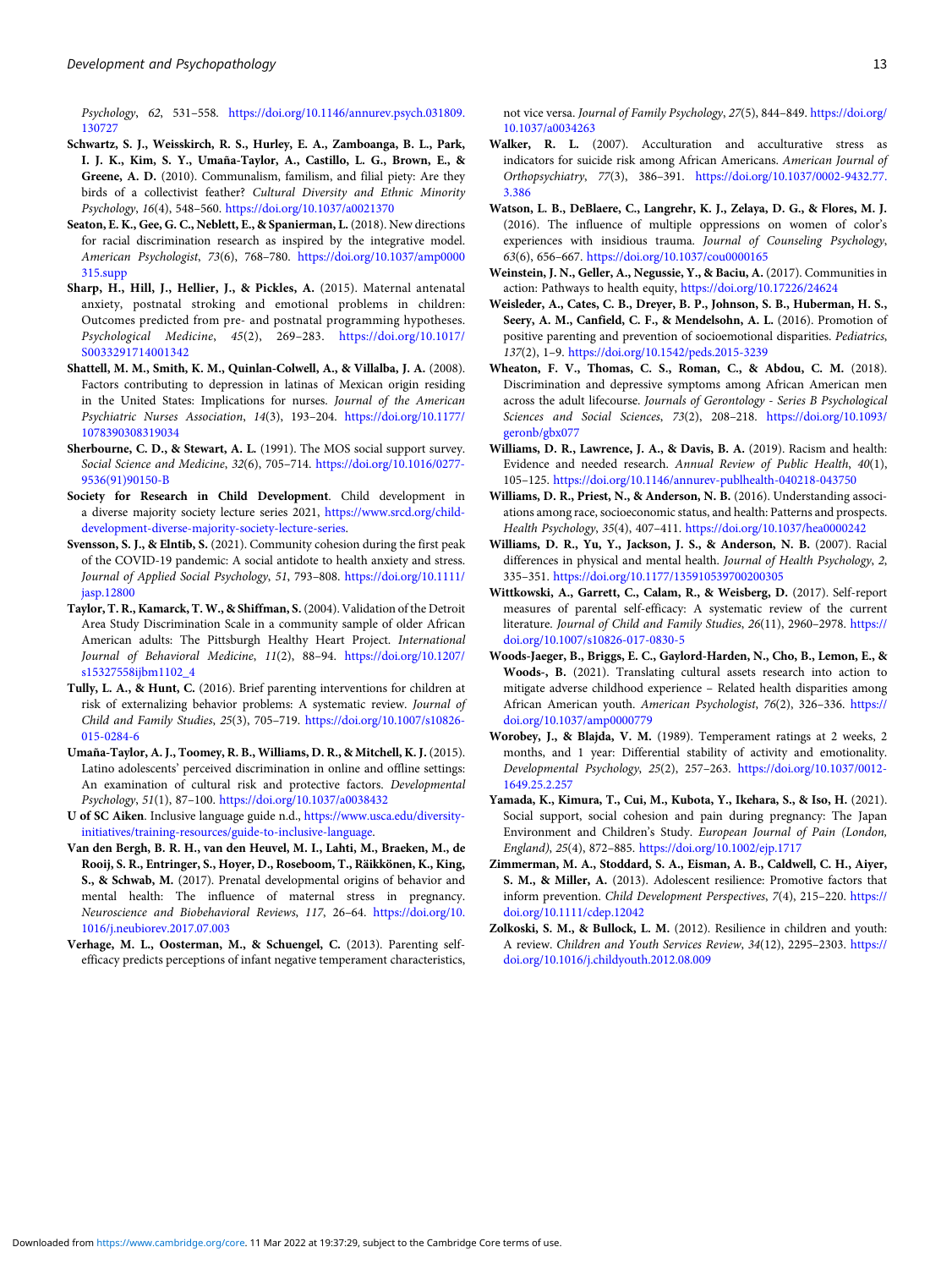Psychology, 62, 531–558. https://doi.org/10.1146/annurev.psych.031809.130727

**Schwartz, S. J., Weisskirch, R. S., Hurley, E. A., Zamboanga, B. L., Park, I. J. K., Kim, S. Y., Umaña-Taylor, A., Castillo, L. G., Brown, E., & Greene, A. D.** (2010). Communalism, familism, and filial piety: Are they birds of a collectivist feather? *Cultural Diversity and Ethnic Minority Psychology*, *16*(4), 548–560. https://doi.org/10.1037/a0021370

**Seaton, E. K., Gee, G. C., Neblett, E., & Spanierman, L.** (2018). New directions for racial discrimination research as inspired by the integrative model. *American Psychologist*, *73*(6), 768–780. https://doi.org/10.1037/amp0000315.supp

**Sharp, H., Hill, J., Hellier, J., & Pickles, A.** (2015). Maternal antenatal anxiety, postnatal stroking and emotional problems in children: Outcomes predicted from pre- and postnatal programming hypotheses. *Psychological Medicine*, *45*(2), 269–283. https://doi.org/10.1017/S0033291714001342

**Shattell, M. M., Smith, K. M., Quinlan-Colwell, A., & Villalba, J. A.** (2008). Factors contributing to depression in latinas of Mexican origin residing in the United States: Implications for nurses. *Journal of the American Psychiatric Nurses Association*, *14*(3), 193–204. https://doi.org/10.1177/1078390308319034

**Sherbourne, C. D., & Stewart, A. L.** (1991). The MOS social support survey. *Social Science and Medicine*, *32*(6), 705–714. https://doi.org/10.1016/0277-9536(91)90150-B

**Society for Research in Child Development**. Child development in a diverse majority society lecture series 2021, https://www.srcd.org/child-development-diverse-majority-society-lecture-series.

**Svensson, S. J., & Elntib, S.** (2021). Community cohesion during the first peak of the COVID-19 pandemic: A social antidote to health anxiety and stress. *Journal of Applied Social Psychology*, *51*, 793–808. https://doi.org/10.1111/jasp.12800

**Taylor, T. R., Kamarck, T. W., & Shiffman, S.** (2004). Validation of the Detroit Area Study Discrimination Scale in a community sample of older African American adults: The Pittsburgh Healthy Heart Project. *International Journal of Behavioral Medicine*, *11*(2), 88–94. https://doi.org/10.1207/s15327558ijbm1102_4

**Tully, L. A., & Hunt, C.** (2016). Brief parenting interventions for children at risk of externalizing behavior problems: A systematic review. *Journal of Child and Family Studies*, *25*(3), 705–719. https://doi.org/10.1007/s10826-015-0284-6

**Umaña-Taylor, A. J., Toomey, R. B., Williams, D. R., & Mitchell, K. J.** (2015). Latino adolescents' perceived discrimination in online and offline settings: An examination of cultural risk and protective factors. *Developmental Psychology*, *51*(1), 87–100. https://doi.org/10.1037/a0038432

**U of SC Aiken**. Inclusive language guide n.d., https://www.usca.edu/diversity-initiatives/training-resources/guide-to-inclusive-language.

**Van den Bergh, B. R. H., van den Heuvel, M. I., Lahti, M., Braeken, M., de Rooij, S. R., Entringer, S., Hoyer, D., Roseboom, T., Räikkönen, K., King, S., & Schwab, M.** (2017). Prenatal developmental origins of behavior and mental health: The influence of maternal stress in pregnancy. *Neuroscience and Biobehavioral Reviews*, *117*, 26–64. https://doi.org/10.1016/j.neubiorev.2017.07.003

**Verhage, M. L., Oosterman, M., & Schuengel, C.** (2013). Parenting self-efficacy predicts perceptions of infant negative temperament characteristics, not vice versa. *Journal of Family Psychology*, *27*(5), 844–849. https://doi.org/10.1037/a0034263

**Walker, R. L.** (2007). Acculturation and acculturative stress as indicators for suicide risk among African Americans. *American Journal of Orthopsychiatry*, *77*(3), 386–391. https://doi.org/10.1037/0002-9432.77.3.386

**Watson, L. B., DeBlaere, C., Langrehr, K. J., Zelaya, D. G., & Flores, M. J.** (2016). The influence of multiple oppressions on women of color's experiences with insidious trauma. *Journal of Counseling Psychology*, *63*(6), 656–667. https://doi.org/10.1037/cou0000165

**Weinstein, J. N., Geller, A., Negussie, Y., & Baciu, A.** (2017). Communities in action: Pathways to health equity, https://doi.org/10.17226/24624

**Weisleder, A., Cates, C. B., Dreyer, B. P., Johnson, S. B., Huberman, H. S., Seery, A. M., Canfield, C. F., & Mendelsohn, A. L.** (2016). Promotion of positive parenting and prevention of socioemotional disparities. *Pediatrics*, *137*(2), 1–9. https://doi.org/10.1542/peds.2015-3239

**Wheaton, F. V., Thomas, C. S., Roman, C., & Abdou, C. M.** (2018). Discrimination and depressive symptoms among African American men across the adult lifecourse. *Journals of Gerontology - Series B Psychological Sciences and Social Sciences*, *73*(2), 208–218. https://doi.org/10.1093/geronb/gbx077

**Williams, D. R., Lawrence, J. A., & Davis, B. A.** (2019). Racism and health: Evidence and needed research. *Annual Review of Public Health*, *40*(1), 105–125. https://doi.org/10.1146/annurev-publhealth-040218-043750

**Williams, D. R., Priest, N., & Anderson, N. B.** (2016). Understanding associations among race, socioeconomic status, and health: Patterns and prospects. *Health Psychology*, *35*(4), 407–411. https://doi.org/10.1037/hea0000242

**Williams, D. R., Yu, Y., Jackson, J. S., & Anderson, N. B.** (2007). Racial differences in physical and mental health. *Journal of Health Psychology*, *2*, 335–351. https://doi.org/10.1177/135910539700200305

**Wittkowski, A., Garrett, C., Calam, R., & Weisberg, D.** (2017). Self-report measures of parental self-efficacy: A systematic review of the current literature. *Journal of Child and Family Studies*, *26*(11), 2960–2978. https://doi.org/10.1007/s10826-017-0830-5

**Woods-Jaeger, B., Briggs, E. C., Gaylord-Harden, N., Cho, B., Lemon, E., & Woods-, B.** (2021). Translating cultural assets research into action to mitigate adverse childhood experience – Related health disparities among African American youth. *American Psychologist*, *76*(2), 326–336. https://doi.org/10.1037/amp0000779

**Worobey, J., & Blajda, V. M.** (1989). Temperament ratings at 2 weeks, 2 months, and 1 year: Differential stability of activity and emotionality. *Developmental Psychology*, *25*(2), 257–263. https://doi.org/10.1037/0012-1649.25.2.257

**Yamada, K., Kimura, T., Cui, M., Kubota, Y., Ikehara, S., & Iso, H.** (2021). Social support, social cohesion and pain during pregnancy: The Japan Environment and Children's Study. *European Journal of Pain (London, England)*, *25*(4), 872–885. https://doi.org/10.1002/ejp.1717

**Zimmerman, M. A., Stoddard, S. A., Eisman, A. B., Caldwell, C. H., Aiyer, S. M., & Miller, A.** (2013). Adolescent resilience: Promotive factors that inform prevention. *Child Development Perspectives*, *7*(4), 215–220. https://doi.org/10.1111/cdep.12042

**Zolkoski, S. M., & Bullock, L. M.** (2012). Resilience in children and youth: A review. *Children and Youth Services Review*, *34*(12), 2295–2303. https://doi.org/10.1016/j.childyouth.2012.08.009